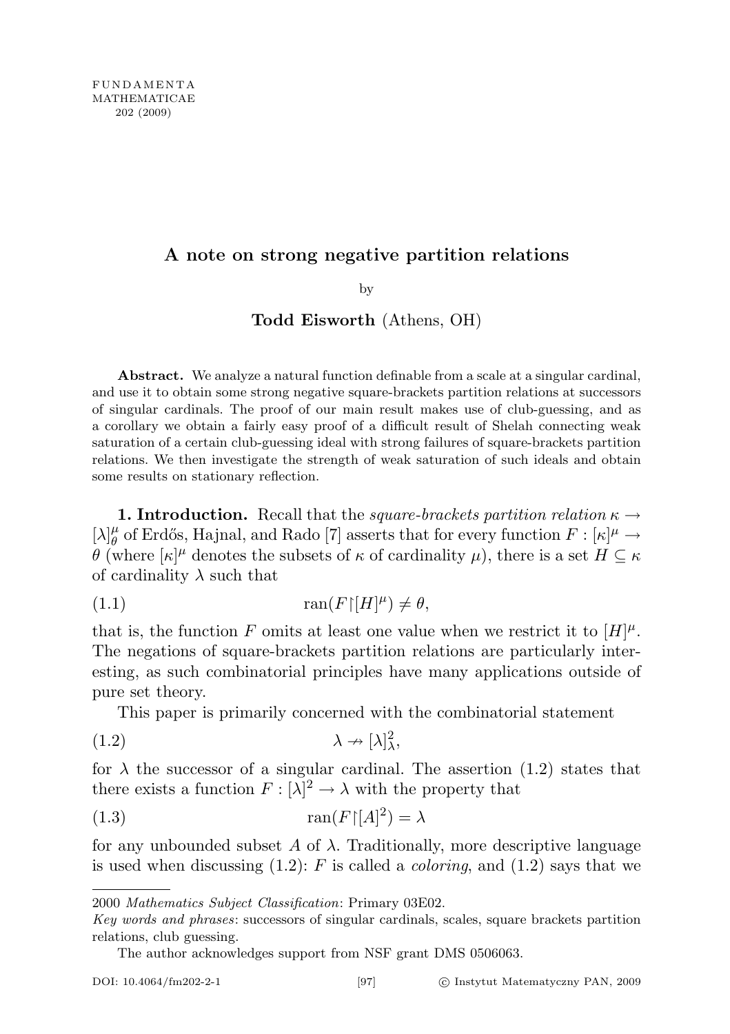FUNDAMENTA MATHEMATICAE 202 (2009)

# A note on strong negative partition relations

by

**Todd Eisworth** (Athens, OH)

**Abstract.** We analyze a natural function definable from a scale at a singular cardinal, and use it to obtain some strong negative square-brackets partition relations at successors of singular cardinals. The proof of our main result makes use of club-guessing, and as a corollary we obtain a fairly easy proof of a difficult result of Shelah connecting weak saturation of a certain club-guessing ideal with strong failures of square-brackets partition relations. We then investigate the strength of weak saturation of such ideals and obtain some results on stationary reflection.

**1. Introduction.** Recall that the *square-brackets partition relation* $\kappa \to [\lambda]^\mu_\theta$ of Erdős, Hajnal, and Rado [7] asserts that for every function $F : [\kappa]^\mu \to \theta$ (where $[\kappa]^\mu$ denotes the subsets of $\kappa$ of cardinality $\mu$), there is a set $H \subseteq \kappa$ of cardinality $\lambda$ such that

$$\operatorname{ran}(F\restriction[H]^\mu) \neq \theta, \tag{1.1}$$

that is, the function $F$ omits at least one value when we restrict it to $[H]^\mu$. The negations of square-brackets partition relations are particularly interesting, as such combinatorial principles have many applications outside of pure set theory.

This paper is primarily concerned with the combinatorial statement

$$\lambda \nrightarrow [\lambda]^2_\lambda, \tag{1.2}$$

for $\lambda$ the successor of a singular cardinal. The assertion (1.2) states that there exists a function $F : [\lambda]^2 \to \lambda$ with the property that

$$\operatorname{ran}(F\restriction[A]^2) = \lambda \tag{1.3}$$

for any unbounded subset $A$ of $\lambda$. Traditionally, more descriptive language is used when discussing (1.2): $F$ is called a *coloring*, and (1.2) says that we

---

2000 *Mathematics Subject Classification*: Primary 03E02.

*Key words and phrases*: successors of singular cardinals, scales, square brackets partition relations, club guessing.

The author acknowledges support from NSF grant DMS 0506063.

DOI: 10.4064/fm202-2-1 © Instytut Matematyczny PAN, 2009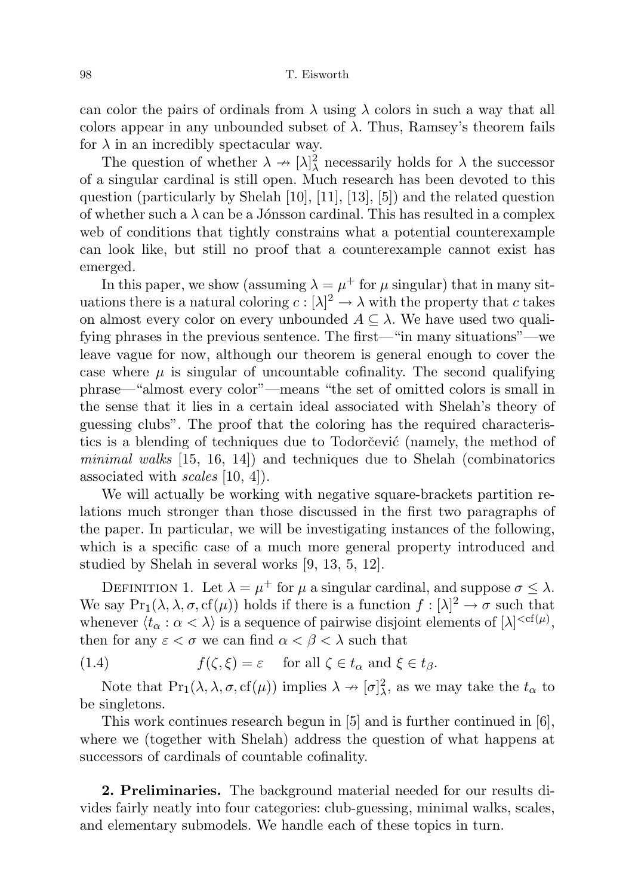can color the pairs of ordinals from $\lambda$ using $\lambda$ colors in such a way that all colors appear in any unbounded subset of $\lambda$. Thus, Ramsey's theorem fails for $\lambda$ in an incredibly spectacular way.

The question of whether $\lambda \nrightarrow [\lambda]^2_\lambda$ necessarily holds for $\lambda$ the successor of a singular cardinal is still open. Much research has been devoted to this question (particularly by Shelah [10], [11], [13], [5]) and the related question of whether such a $\lambda$ can be a Jónsson cardinal. This has resulted in a complex web of conditions that tightly constrains what a potential counterexample can look like, but still no proof that a counterexample cannot exist has emerged.

In this paper, we show (assuming $\lambda = \mu^+$ for $\mu$ singular) that in many situations there is a natural coloring $c : [\lambda]^2 \to \lambda$ with the property that $c$ takes on almost every color on every unbounded $A \subseteq \lambda$. We have used two qualifying phrases in the previous sentence. The first—"in many situations"—we leave vague for now, although our theorem is general enough to cover the case where $\mu$ is singular of uncountable cofinality. The second qualifying phrase—"almost every color"—means "the set of omitted colors is small in the sense that it lies in a certain ideal associated with Shelah's theory of guessing clubs". The proof that the coloring has the required characteristics is a blending of techniques due to Todorčević (namely, the method of *minimal walks* [15, 16, 14]) and techniques due to Shelah (combinatorics associated with *scales* [10, 4]).

We will actually be working with negative square-brackets partition relations much stronger than those discussed in the first two paragraphs of the paper. In particular, we will be investigating instances of the following, which is a specific case of a much more general property introduced and studied by Shelah in several works [9, 13, 5, 12].

Definition 1. Let $\lambda = \mu^+$ for $\mu$ a singular cardinal, and suppose $\sigma \leq \lambda$. We say $\mathrm{Pr}_1(\lambda, \lambda, \sigma, \mathrm{cf}(\mu))$ holds if there is a function $f : [\lambda]^2 \to \sigma$ such that whenever $\langle t_\alpha : \alpha < \lambda \rangle$ is a sequence of pairwise disjoint elements of $[\lambda]^{<\mathrm{cf}(\mu)}$, then for any $\varepsilon < \sigma$ we can find $\alpha < \beta < \lambda$ such that

$$f(\zeta, \xi) = \varepsilon \quad \text{for all } \zeta \in t_\alpha \text{ and } \xi \in t_\beta. \tag{1.4}$$

Note that $\mathrm{Pr}_1(\lambda, \lambda, \sigma, \mathrm{cf}(\mu))$ implies $\lambda \nrightarrow [\sigma]^2_\lambda$, as we may take the $t_\alpha$ to be singletons.

This work continues research begun in [5] and is further continued in [6], where we (together with Shelah) address the question of what happens at successors of cardinals of countable cofinality.

## 2. Preliminaries.

The background material needed for our results divides fairly neatly into four categories: club-guessing, minimal walks, scales, and elementary submodels. We handle each of these topics in turn.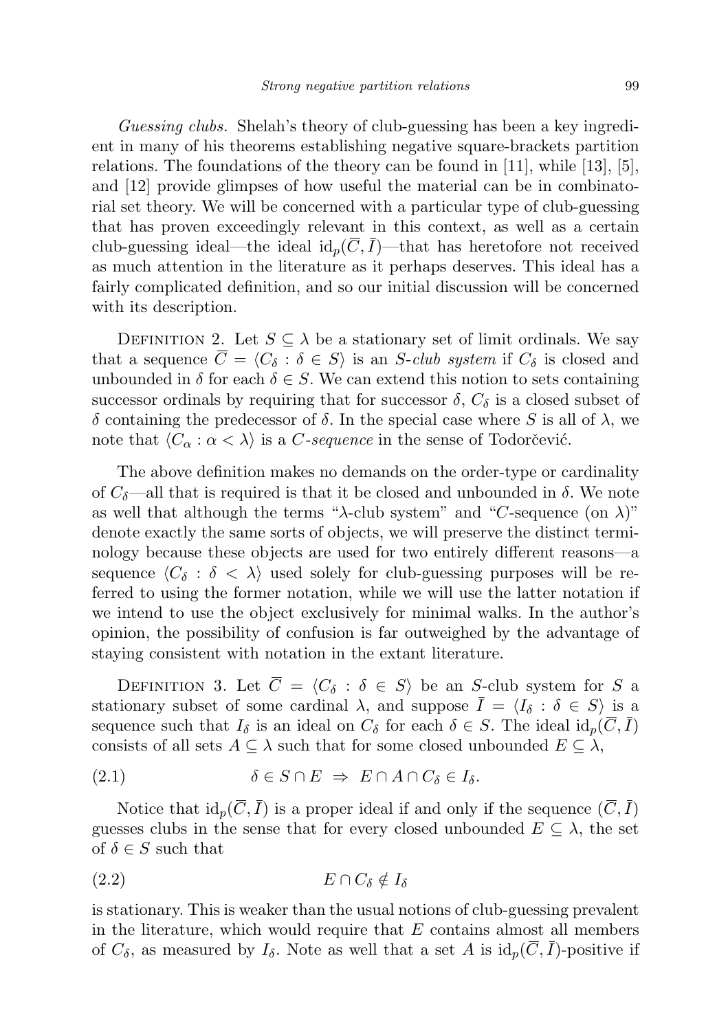*Guessing clubs.* Shelah's theory of club-guessing has been a key ingredient in many of his theorems establishing negative square-brackets partition relations. The foundations of the theory can be found in [11], while [13], [5], and [12] provide glimpses of how useful the material can be in combinatorial set theory. We will be concerned with a particular type of club-guessing that has proven exceedingly relevant in this context, as well as a certain club-guessing ideal—the ideal $\mathrm{id}_p(\overline{C}, \bar{I})$—that has heretofore not received as much attention in the literature as it perhaps deserves. This ideal has a fairly complicated definition, and so our initial discussion will be concerned with its description.

Definition 2. Let $S \subseteq \lambda$ be a stationary set of limit ordinals. We say that a sequence $\overline{C} = \langle C_\delta : \delta \in S\rangle$ is an *$S$-club system* if $C_\delta$ is closed and unbounded in $\delta$ for each $\delta \in S$. We can extend this notion to sets containing successor ordinals by requiring that for successor $\delta$, $C_\delta$ is a closed subset of $\delta$ containing the predecessor of $\delta$. In the special case where $S$ is all of $\lambda$, we note that $\langle C_\alpha : \alpha < \lambda\rangle$ is a *$C$-sequence* in the sense of Todorčević.

The above definition makes no demands on the order-type or cardinality of $C_\delta$—all that is required is that it be closed and unbounded in $\delta$. We note as well that although the terms "$\lambda$-club system" and "$C$-sequence (on $\lambda$)" denote exactly the same sorts of objects, we will preserve the distinct terminology because these objects are used for two entirely different reasons—a sequence $\langle C_\delta : \delta < \lambda\rangle$ used solely for club-guessing purposes will be referred to using the former notation, while we will use the latter notation if we intend to use the object exclusively for minimal walks. In the author's opinion, the possibility of confusion is far outweighed by the advantage of staying consistent with notation in the extant literature.

Definition 3. Let $\overline{C} = \langle C_\delta : \delta \in S\rangle$ be an $S$-club system for $S$ a stationary subset of some cardinal $\lambda$, and suppose $\bar{I} = \langle I_\delta : \delta \in S\rangle$ is a sequence such that $I_\delta$ is an ideal on $C_\delta$ for each $\delta \in S$. The ideal $\mathrm{id}_p(\overline{C}, \bar{I})$ consists of all sets $A \subseteq \lambda$ such that for some closed unbounded $E \subseteq \lambda$,

$$\delta \in S \cap E \;\Rightarrow\; E \cap A \cap C_\delta \in I_\delta. \tag{2.1}$$

Notice that $\mathrm{id}_p(\overline{C}, \bar{I})$ is a proper ideal if and only if the sequence $(\overline{C}, \bar{I})$ guesses clubs in the sense that for every closed unbounded $E \subseteq \lambda$, the set of $\delta \in S$ such that

$$E \cap C_\delta \notin I_\delta \tag{2.2}$$

is stationary. This is weaker than the usual notions of club-guessing prevalent in the literature, which would require that $E$ contains almost all members of $C_\delta$, as measured by $I_\delta$. Note as well that a set $A$ is $\mathrm{id}_p(\overline{C}, \bar{I})$-positive if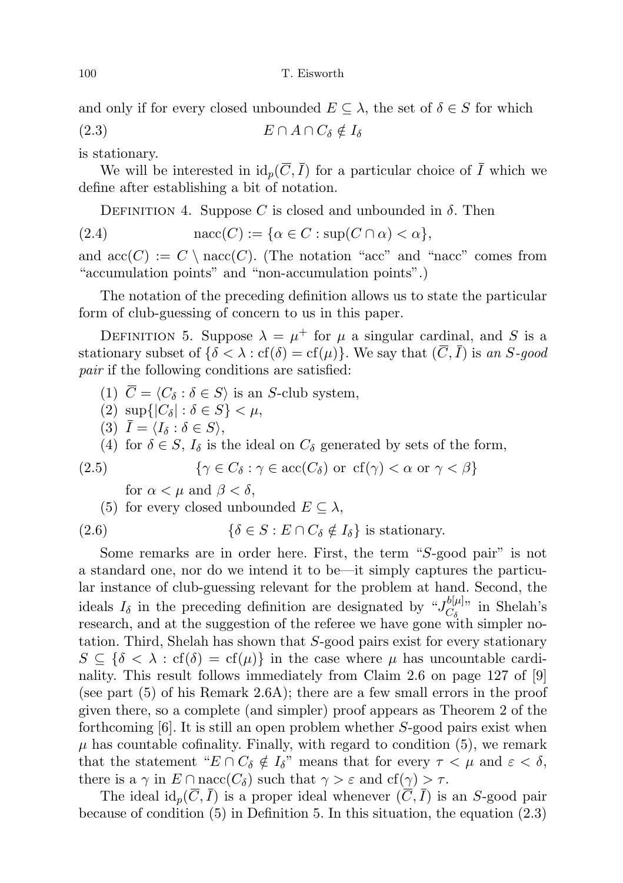and only if for every closed unbounded $E \subseteq \lambda$, the set of $\delta \in S$ for which

$$E \cap A \cap C_\delta \notin I_\delta \tag{2.3}$$

is stationary.

We will be interested in $\mathrm{id}_p(\overline{C}, \bar{I})$ for a particular choice of $\bar{I}$ which we define after establishing a bit of notation.

Definition 4. Suppose $C$ is closed and unbounded in $\delta$. Then

$$\mathrm{nacc}(C) := \{\alpha \in C : \sup(C \cap \alpha) < \alpha\}, \tag{2.4}$$

and $\mathrm{acc}(C) := C \setminus \mathrm{nacc}(C)$. (The notation "acc" and "nacc" comes from "accumulation points" and "non-accumulation points".)

The notation of the preceding definition allows us to state the particular form of club-guessing of concern to us in this paper.

Definition 5. Suppose $\lambda = \mu^+$ for $\mu$ a singular cardinal, and $S$ is a stationary subset of $\{\delta < \lambda : \mathrm{cf}(\delta) = \mathrm{cf}(\mu)\}$. We say that $(\overline{C}, \bar{I})$ is *an $S$-good pair* if the following conditions are satisfied:

(1) $\overline{C} = \langle C_\delta : \delta \in S\rangle$ is an $S$-club system,

(2) $\sup\{|C_\delta| : \delta \in S\} < \mu$,

(3) $\bar{I} = \langle I_\delta : \delta \in S\rangle$,

(4) for $\delta \in S$, $I_\delta$ is the ideal on $C_\delta$ generated by sets of the form,

$$\{\gamma \in C_\delta : \gamma \in \mathrm{acc}(C_\delta) \text{ or } \mathrm{cf}(\gamma) < \alpha \text{ or } \gamma < \beta\} \tag{2.5}$$

for $\alpha < \mu$ and $\beta < \delta$,

(5) for every closed unbounded $E \subseteq \lambda$,

$$\{\delta \in S : E \cap C_\delta \notin I_\delta\} \text{ is stationary.} \tag{2.6}$$

Some remarks are in order here. First, the term "$S$-good pair" is not a standard one, nor do we intend it to be—it simply captures the particular instance of club-guessing relevant for the problem at hand. Second, the ideals $I_\delta$ in the preceding definition are designated by "$J^{b[\mu]}_{C_\delta}$" in Shelah's research, and at the suggestion of the referee we have gone with simpler notation. Third, Shelah has shown that $S$-good pairs exist for every stationary $S \subseteq \{\delta < \lambda : \mathrm{cf}(\delta) = \mathrm{cf}(\mu)\}$ in the case where $\mu$ has uncountable cardinality. This result follows immediately from Claim 2.6 on page 127 of [9] (see part (5) of his Remark 2.6A); there are a few small errors in the proof given there, so a complete (and simpler) proof appears as Theorem 2 of the forthcoming [6]. It is still an open problem whether $S$-good pairs exist when $\mu$ has countable cofinality. Finally, with regard to condition (5), we remark that the statement "$E \cap C_\delta \notin I_\delta$" means that for every $\tau < \mu$ and $\varepsilon < \delta$, there is a $\gamma$ in $E \cap \mathrm{nacc}(C_\delta)$ such that $\gamma > \varepsilon$ and $\mathrm{cf}(\gamma) > \tau$.

The ideal $\mathrm{id}_p(\overline{C}, \bar{I})$ is a proper ideal whenever $(\overline{C}, \bar{I})$ is an $S$-good pair because of condition (5) in Definition 5. In this situation, the equation (2.3)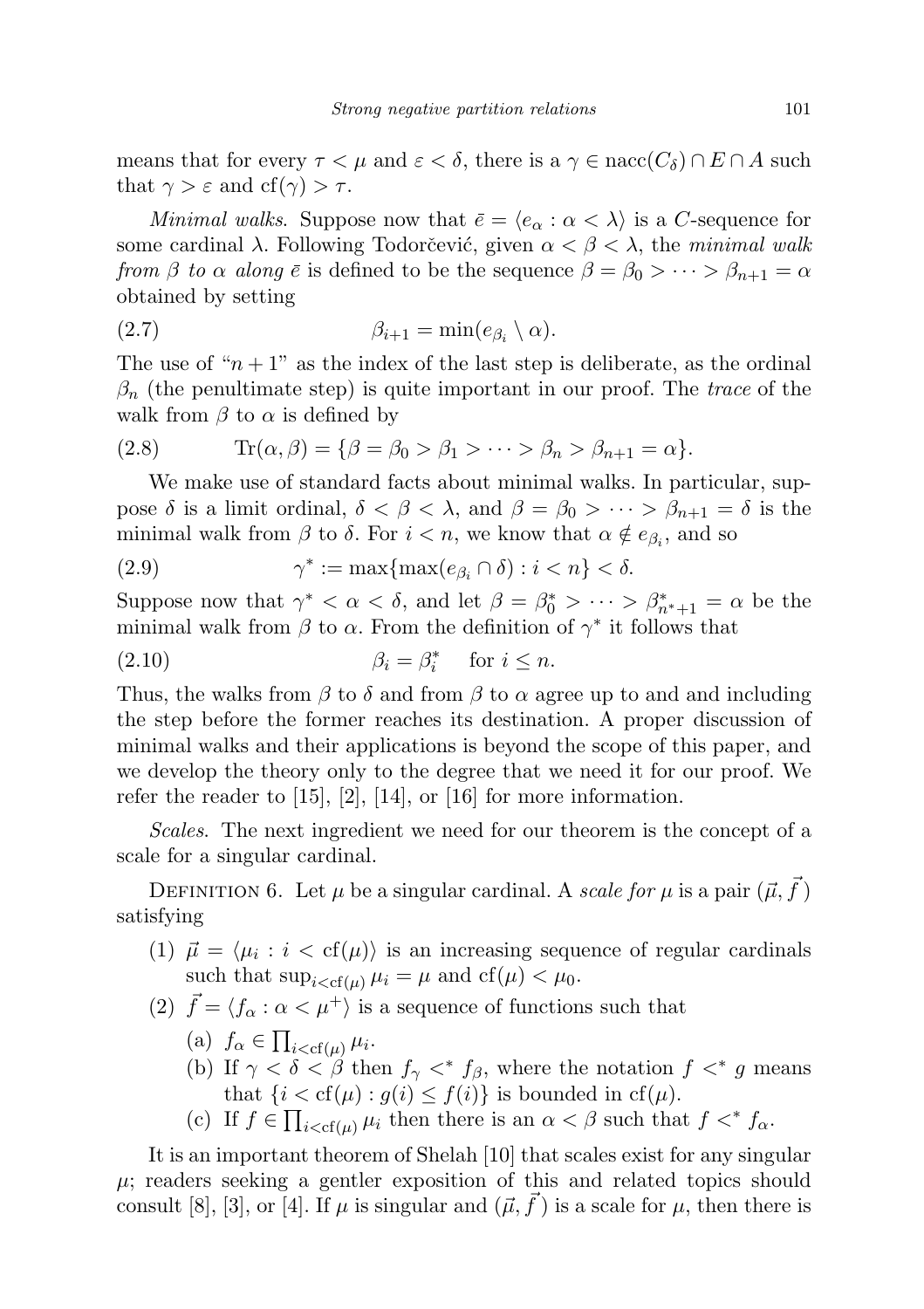means that for every $\tau < \mu$ and $\varepsilon < \delta$, there is a $\gamma \in \operatorname{nacc}(C_\delta) \cap E \cap A$ such that $\gamma > \varepsilon$ and $\operatorname{cf}(\gamma) > \tau$.

*Minimal walks*. Suppose now that $\bar{e} = \langle e_\alpha : \alpha < \lambda \rangle$ is a $C$-sequence for some cardinal $\lambda$. Following Todorčević, given $\alpha < \beta < \lambda$, the *minimal walk from $\beta$ to $\alpha$ along $\bar{e}$* is defined to be the sequence $\beta = \beta_0 > \cdots > \beta_{n+1} = \alpha$ obtained by setting

$$\beta_{i+1} = \min(e_{\beta_i} \setminus \alpha). \tag{2.7}$$

The use of "$n+1$" as the index of the last step is deliberate, as the ordinal $\beta_n$ (the penultimate step) is quite important in our proof. The *trace* of the walk from $\beta$ to $\alpha$ is defined by

$$\operatorname{Tr}(\alpha, \beta) = \{\beta = \beta_0 > \beta_1 > \cdots > \beta_n > \beta_{n+1} = \alpha\}. \tag{2.8}$$

We make use of standard facts about minimal walks. In particular, suppose $\delta$ is a limit ordinal, $\delta < \beta < \lambda$, and $\beta = \beta_0 > \cdots > \beta_{n+1} = \delta$ is the minimal walk from $\beta$ to $\delta$. For $i < n$, we know that $\alpha \notin e_{\beta_i}$, and so

$$\gamma^* := \max\{\max(e_{\beta_i} \cap \delta) : i < n\} < \delta. \tag{2.9}$$

Suppose now that $\gamma^* < \alpha < \delta$, and let $\beta = \beta^*_0 > \cdots > \beta^*_{n^*+1} = \alpha$ be the minimal walk from $\beta$ to $\alpha$. From the definition of $\gamma^*$ it follows that

$$\beta_i = \beta^*_i \quad \text{for } i \leq n. \tag{2.10}$$

Thus, the walks from $\beta$ to $\delta$ and from $\beta$ to $\alpha$ agree up to and and including the step before the former reaches its destination. A proper discussion of minimal walks and their applications is beyond the scope of this paper, and we develop the theory only to the degree that we need it for our proof. We refer the reader to [15], [2], [14], or [16] for more information.

*Scales*. The next ingredient we need for our theorem is the concept of a scale for a singular cardinal.

DEFINITION 6. Let $\mu$ be a singular cardinal. A *scale for $\mu$* is a pair $(\vec{\mu}, \vec{f})$ satisfying

1. $\vec{\mu} = \langle \mu_i : i < \operatorname{cf}(\mu) \rangle$ is an increasing sequence of regular cardinals such that $\sup_{i<\operatorname{cf}(\mu)} \mu_i = \mu$ and $\operatorname{cf}(\mu) < \mu_0$.
2. $\vec{f} = \langle f_\alpha : \alpha < \mu^+ \rangle$ is a sequence of functions such that
   - (a) $f_\alpha \in \prod_{i<\operatorname{cf}(\mu)} \mu_i$.
   - (b) If $\gamma < \delta < \beta$ then $f_\gamma <^* f_\beta$, where the notation $f <^* g$ means that $\{i < \operatorname{cf}(\mu) : g(i) \leq f(i)\}$ is bounded in $\operatorname{cf}(\mu)$.
   - (c) If $f \in \prod_{i<\operatorname{cf}(\mu)} \mu_i$ then there is an $\alpha < \beta$ such that $f <^* f_\alpha$.

It is an important theorem of Shelah [10] that scales exist for any singular $\mu$; readers seeking a gentler exposition of this and related topics should consult [8], [3], or [4]. If $\mu$ is singular and $(\vec{\mu}, \vec{f})$ is a scale for $\mu$, then there is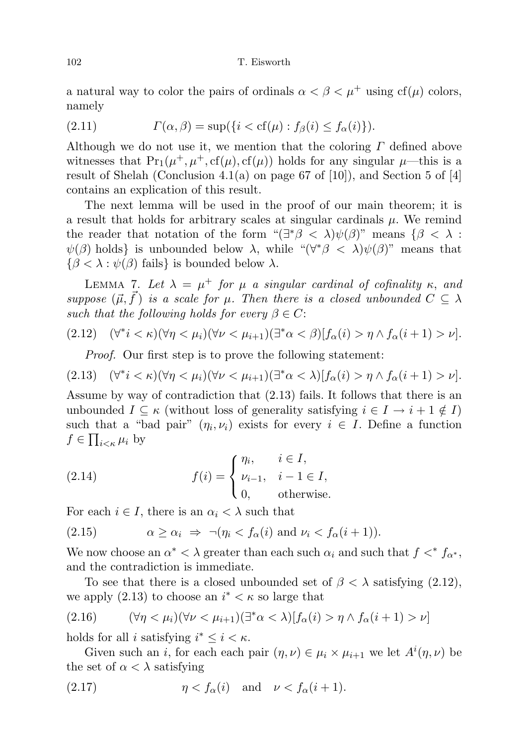a natural way to color the pairs of ordinals $\alpha < \beta < \mu^+$ using $\mathrm{cf}(\mu)$ colors, namely

$$\Gamma(\alpha, \beta) = \sup(\{i < \mathrm{cf}(\mu) : f_\beta(i) \leq f_\alpha(i)\}). \tag{2.11}$$

Although we do not use it, we mention that the coloring $\Gamma$ defined above witnesses that $\mathrm{Pr}_1(\mu^+, \mu^+, \mathrm{cf}(\mu), \mathrm{cf}(\mu))$ holds for any singular $\mu$—this is a result of Shelah (Conclusion 4.1(a) on page 67 of [10]), and Section 5 of [4] contains an explication of this result.

The next lemma will be used in the proof of our main theorem; it is a result that holds for arbitrary scales at singular cardinals $\mu$. We remind the reader that notation of the form "$(\exists^* \beta < \lambda)\psi(\beta)$" means $\{\beta < \lambda : \psi(\beta) \text{ holds}\}$ is unbounded below $\lambda$, while "$(\forall^* \beta < \lambda)\psi(\beta)$" means that $\{\beta < \lambda : \psi(\beta) \text{ fails}\}$ is bounded below $\lambda$.

Lemma 7. *Let $\lambda = \mu^+$ for $\mu$ a singular cardinal of cofinality $\kappa$, and suppose $(\vec{\mu}, \vec{f})$ is a scale for $\mu$. Then there is a closed unbounded $C \subseteq \lambda$ such that the following holds for every $\beta \in C$:*

$$(\forall^* i < \kappa)(\forall \eta < \mu_i)(\forall \nu < \mu_{i+1})(\exists^* \alpha < \beta)[f_\alpha(i) > \eta \wedge f_\alpha(i+1) > \nu]. \tag{2.12}$$

*Proof.* Our first step is to prove the following statement:

$$(\forall^* i < \kappa)(\forall \eta < \mu_i)(\forall \nu < \mu_{i+1})(\exists^* \alpha < \lambda)[f_\alpha(i) > \eta \wedge f_\alpha(i+1) > \nu]. \tag{2.13}$$

Assume by way of contradiction that (2.13) fails. It follows that there is an unbounded $I \subseteq \kappa$ (without loss of generality satisfying $i \in I \to i+1 \notin I$) such that a "bad pair" $(\eta_i, \nu_i)$ exists for every $i \in I$. Define a function $f \in \prod_{i<\kappa} \mu_i$ by

$$f(i) = \begin{cases} \eta_i, & i \in I, \\ \nu_{i-1}, & i-1 \in I, \\ 0, & \text{otherwise.} \end{cases} \tag{2.14}$$

For each $i \in I$, there is an $\alpha_i < \lambda$ such that

$$\alpha \geq \alpha_i \;\Rightarrow\; \neg(\eta_i < f_\alpha(i) \text{ and } \nu_i < f_\alpha(i+1)). \tag{2.15}$$

We now choose an $\alpha^* < \lambda$ greater than each such $\alpha_i$ and such that $f <^* f_{\alpha^*}$, and the contradiction is immediate.

To see that there is a closed unbounded set of $\beta < \lambda$ satisfying (2.12), we apply (2.13) to choose an $i^* < \kappa$ so large that

$$(\forall \eta < \mu_i)(\forall \nu < \mu_{i+1})(\exists^* \alpha < \lambda)[f_\alpha(i) > \eta \wedge f_\alpha(i+1) > \nu] \tag{2.16}$$

holds for all $i$ satisfying $i^* \leq i < \kappa$.

Given such an $i$, for each each pair $(\eta, \nu) \in \mu_i \times \mu_{i+1}$ we let $A^i(\eta, \nu)$ be the set of $\alpha < \lambda$ satisfying

$$\eta < f_\alpha(i) \quad \text{and} \quad \nu < f_\alpha(i+1). \tag{2.17}$$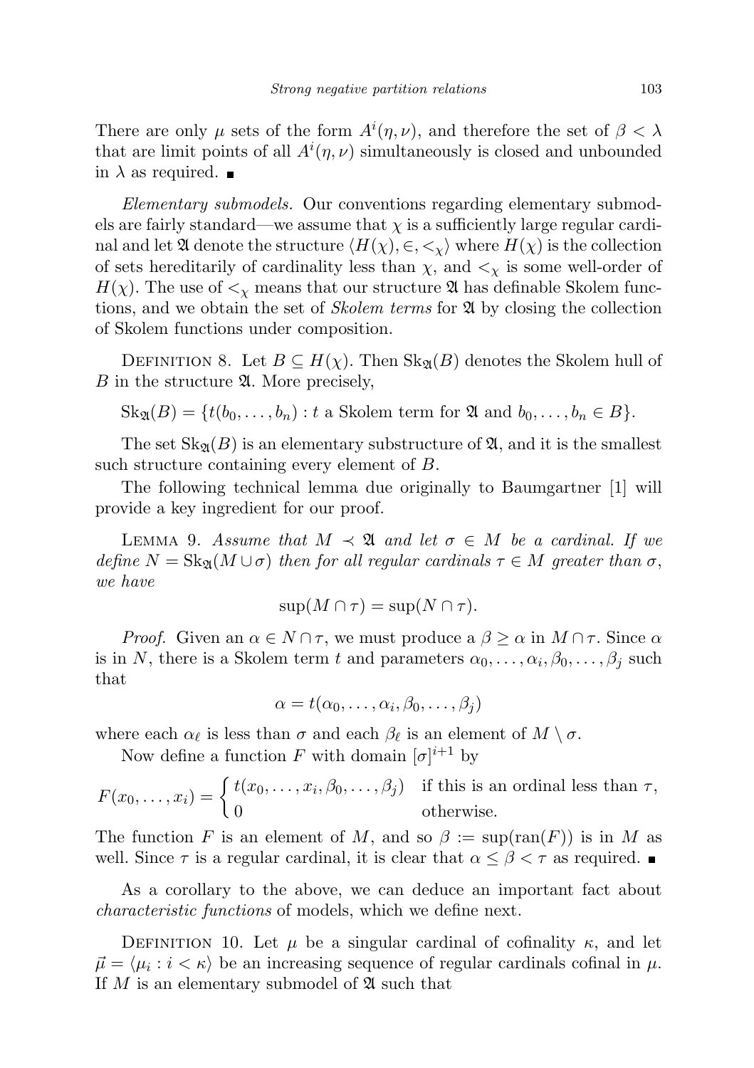There are only $\mu$ sets of the form $A^i(\eta, \nu)$, and therefore the set of $\beta < \lambda$ that are limit points of all $A^i(\eta, \nu)$ simultaneously is closed and unbounded in $\lambda$ as required. ∎

*Elementary submodels.* Our conventions regarding elementary submodels are fairly standard—we assume that $\chi$ is a sufficiently large regular cardinal and let $\mathfrak{A}$ denote the structure $\langle H(\chi), \in, <_\chi \rangle$ where $H(\chi)$ is the collection of sets hereditarily of cardinality less than $\chi$, and $<_\chi$ is some well-order of $H(\chi)$. The use of $<_\chi$ means that our structure $\mathfrak{A}$ has definable Skolem functions, and we obtain the set of *Skolem terms* for $\mathfrak{A}$ by closing the collection of Skolem functions under composition.

DEFINITION 8. Let $B \subseteq H(\chi)$. Then $\mathrm{Sk}_{\mathfrak{A}}(B)$ denotes the Skolem hull of $B$ in the structure $\mathfrak{A}$. More precisely,

$$\mathrm{Sk}_{\mathfrak{A}}(B) = \{t(b_0, \ldots, b_n) : t \text{ a Skolem term for } \mathfrak{A} \text{ and } b_0, \ldots, b_n \in B\}.$$

The set $\mathrm{Sk}_{\mathfrak{A}}(B)$ is an elementary substructure of $\mathfrak{A}$, and it is the smallest such structure containing every element of $B$.

The following technical lemma due originally to Baumgartner [1] will provide a key ingredient for our proof.

LEMMA 9. *Assume that $M \prec \mathfrak{A}$ and let $\sigma \in M$ be a cardinal. If we define $N = \mathrm{Sk}_{\mathfrak{A}}(M \cup \sigma)$ then for all regular cardinals $\tau \in M$ greater than $\sigma$, we have*

$$\sup(M \cap \tau) = \sup(N \cap \tau).$$

*Proof.* Given an $\alpha \in N \cap \tau$, we must produce a $\beta \geq \alpha$ in $M \cap \tau$. Since $\alpha$ is in $N$, there is a Skolem term $t$ and parameters $\alpha_0, \ldots, \alpha_i, \beta_0, \ldots, \beta_j$ such that

$$\alpha = t(\alpha_0, \ldots, \alpha_i, \beta_0, \ldots, \beta_j)$$

where each $\alpha_\ell$ is less than $\sigma$ and each $\beta_\ell$ is an element of $M \setminus \sigma$.

Now define a function $F$ with domain $[\sigma]^{i+1}$ by

$$F(x_0, \ldots, x_i) = \begin{cases} t(x_0, \ldots, x_i, \beta_0, \ldots, \beta_j) & \text{if this is an ordinal less than } \tau, \\ 0 & \text{otherwise.} \end{cases}$$

The function $F$ is an element of $M$, and so $\beta := \sup(\mathrm{ran}(F))$ is in $M$ as well. Since $\tau$ is a regular cardinal, it is clear that $\alpha \leq \beta < \tau$ as required. ∎

As a corollary to the above, we can deduce an important fact about *characteristic functions* of models, which we define next.

DEFINITION 10. Let $\mu$ be a singular cardinal of cofinality $\kappa$, and let $\vec{\mu} = \langle \mu_i : i < \kappa \rangle$ be an increasing sequence of regular cardinals cofinal in $\mu$. If $M$ is an elementary submodel of $\mathfrak{A}$ such that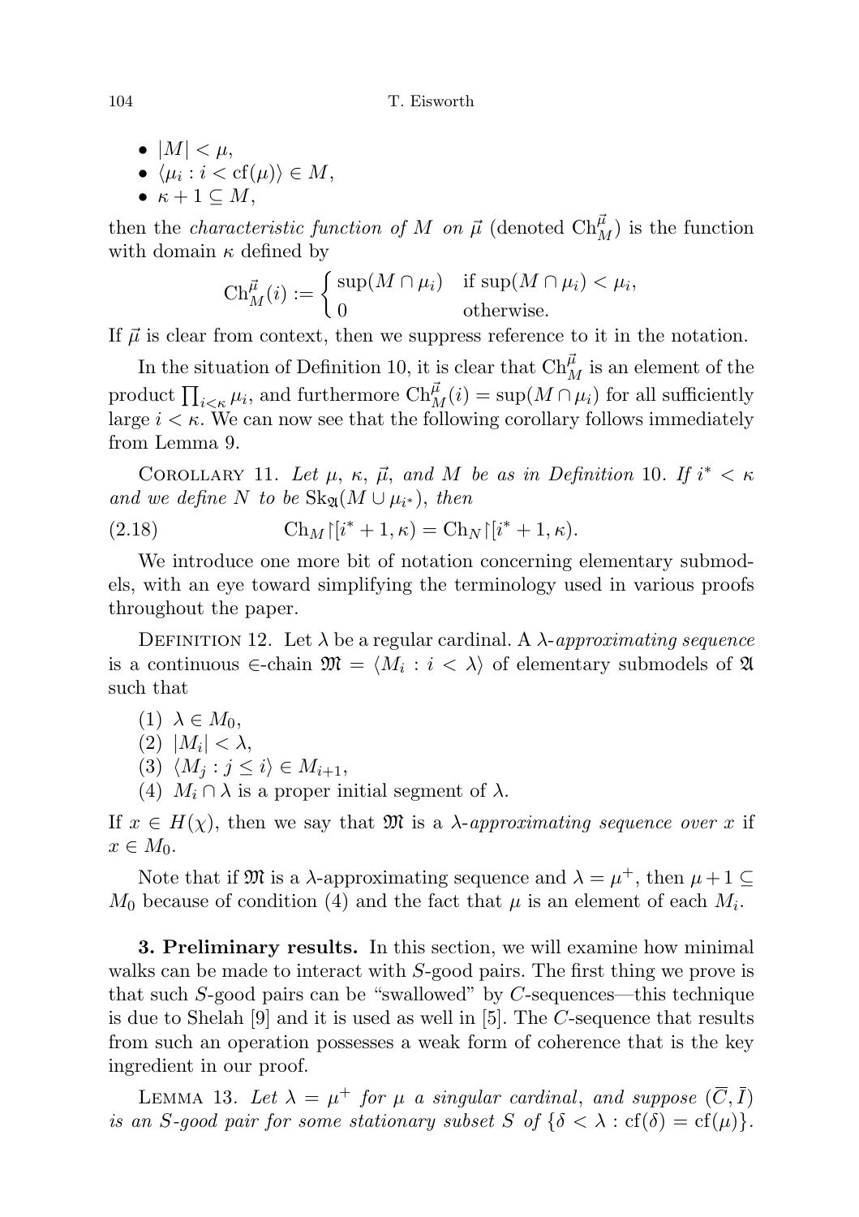- $|M| < \mu$,
- $\langle \mu_i : i < \mathrm{cf}(\mu)\rangle \in M$,
- $\kappa + 1 \subseteq M$,

then the *characteristic function of $M$ on $\vec{\mu}$* (denoted $\mathrm{Ch}^{\vec{\mu}}_M$) is the function with domain $\kappa$ defined by

$$\mathrm{Ch}^{\vec{\mu}}_M(i) := \begin{cases} \sup(M \cap \mu_i) & \text{if } \sup(M \cap \mu_i) < \mu_i, \\ 0 & \text{otherwise.} \end{cases}$$

If $\vec{\mu}$ is clear from context, then we suppress reference to it in the notation.

In the situation of Definition 10, it is clear that $\mathrm{Ch}^{\vec{\mu}}_M$ is an element of the product $\prod_{i<\kappa} \mu_i$, and furthermore $\mathrm{Ch}^{\vec{\mu}}_M(i) = \sup(M \cap \mu_i)$ for all sufficiently large $i < \kappa$. We can now see that the following corollary follows immediately from Lemma 9.

Corollary 11. *Let $\mu$, $\kappa$, $\vec{\mu}$, and $M$ be as in Definition 10. If $i^* < \kappa$ and we define $N$ to be $\mathrm{Sk}_{\mathfrak{A}}(M \cup \mu_{i^*})$, then*

$$\mathrm{Ch}_M \restriction [i^* + 1, \kappa) = \mathrm{Ch}_N \restriction [i^* + 1, \kappa). \tag{2.18}$$

We introduce one more bit of notation concerning elementary submodels, with an eye toward simplifying the terminology used in various proofs throughout the paper.

Definition 12. Let $\lambda$ be a regular cardinal. A *$\lambda$-approximating sequence* is a continuous $\in$-chain $\mathfrak{M} = \langle M_i : i < \lambda\rangle$ of elementary submodels of $\mathfrak{A}$ such that

(1) $\lambda \in M_0$,
(2) $|M_i| < \lambda$,
(3) $\langle M_j : j \leq i\rangle \in M_{i+1}$,
(4) $M_i \cap \lambda$ is a proper initial segment of $\lambda$.

If $x \in H(\chi)$, then we say that $\mathfrak{M}$ is a *$\lambda$-approximating sequence over $x$* if $x \in M_0$.

Note that if $\mathfrak{M}$ is a $\lambda$-approximating sequence and $\lambda = \mu^+$, then $\mu + 1 \subseteq M_0$ because of condition (4) and the fact that $\mu$ is an element of each $M_i$.

**3. Preliminary results.** In this section, we will examine how minimal walks can be made to interact with $S$-good pairs. The first thing we prove is that such $S$-good pairs can be "swallowed" by $C$-sequences—this technique is due to Shelah [9] and it is used as well in [5]. The $C$-sequence that results from such an operation possesses a weak form of coherence that is the key ingredient in our proof.

Lemma 13. *Let $\lambda = \mu^+$ for $\mu$ a singular cardinal, and suppose $(\overline{C}, \bar{I})$ is an $S$-good pair for some stationary subset $S$ of $\{\delta < \lambda : \mathrm{cf}(\delta) = \mathrm{cf}(\mu)\}$.*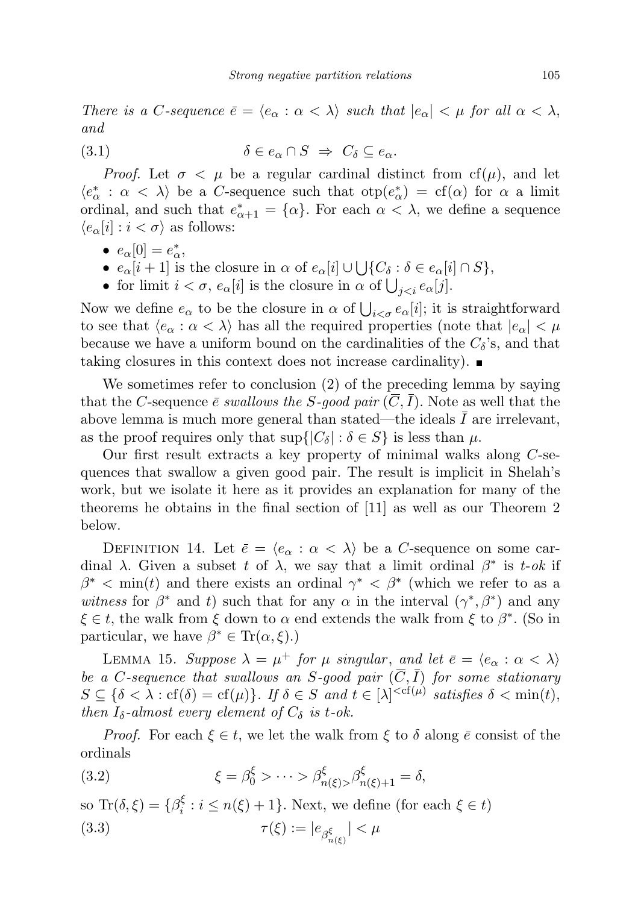*There is a $C$-sequence $\bar{e} = \langle e_\alpha : \alpha < \lambda\rangle$ such that $|e_\alpha| < \mu$ for all $\alpha < \lambda$, and*

$$\delta \in e_\alpha \cap S \;\Rightarrow\; C_\delta \subseteq e_\alpha. \tag{3.1}$$

*Proof.* Let $\sigma < \mu$ be a regular cardinal distinct from $\mathrm{cf}(\mu)$, and let $\langle e^*_\alpha : \alpha < \lambda\rangle$ be a $C$-sequence such that $\mathrm{otp}(e^*_\alpha) = \mathrm{cf}(\alpha)$ for $\alpha$ a limit ordinal, and such that $e^*_{\alpha+1} = \{\alpha\}$. For each $\alpha < \lambda$, we define a sequence $\langle e_\alpha[i] : i < \sigma\rangle$ as follows:

- $e_\alpha[0] = e^*_\alpha$,
- $e_\alpha[i+1]$ is the closure in $\alpha$ of $e_\alpha[i] \cup \bigcup\{C_\delta : \delta \in e_\alpha[i] \cap S\}$,
- for limit $i < \sigma$, $e_\alpha[i]$ is the closure in $\alpha$ of $\bigcup_{j<i} e_\alpha[j]$.

Now we define $e_\alpha$ to be the closure in $\alpha$ of $\bigcup_{i<\sigma} e_\alpha[i]$; it is straightforward to see that $\langle e_\alpha : \alpha < \lambda\rangle$ has all the required properties (note that $|e_\alpha| < \mu$ because we have a uniform bound on the cardinalities of the $C_\delta$'s, and that taking closures in this context does not increase cardinality). ∎

We sometimes refer to conclusion (2) of the preceding lemma by saying that the $C$-sequence $\bar{e}$ *swallows the $S$-good pair* $(\overline{C}, \bar{I})$. Note as well that the above lemma is much more general than stated—the ideals $\bar{I}$ are irrelevant, as the proof requires only that $\sup\{|C_\delta| : \delta \in S\}$ is less than $\mu$.

Our first result extracts a key property of minimal walks along $C$-sequences that swallow a given good pair. The result is implicit in Shelah's work, but we isolate it here as it provides an explanation for many of the theorems he obtains in the final section of [11] as well as our Theorem 2 below.

Definition 14. Let $\bar{e} = \langle e_\alpha : \alpha < \lambda\rangle$ be a $C$-sequence on some cardinal $\lambda$. Given a subset $t$ of $\lambda$, we say that a limit ordinal $\beta^*$ is *$t$-ok* if $\beta^* < \min(t)$ and there exists an ordinal $\gamma^* < \beta^*$ (which we refer to as a *witness* for $\beta^*$ and $t$) such that for any $\alpha$ in the interval $(\gamma^*, \beta^*)$ and any $\xi \in t$, the walk from $\xi$ down to $\alpha$ end extends the walk from $\xi$ to $\beta^*$. (So in particular, we have $\beta^* \in \mathrm{Tr}(\alpha, \xi)$.)

Lemma 15. *Suppose $\lambda = \mu^+$ for $\mu$ singular, and let $\bar{e} = \langle e_\alpha : \alpha < \lambda\rangle$ be a $C$-sequence that swallows an $S$-good pair $(\overline{C}, \bar{I})$ for some stationary $S \subseteq \{\delta < \lambda : \mathrm{cf}(\delta) = \mathrm{cf}(\mu)\}$. If $\delta \in S$ and $t \in [\lambda]^{<\mathrm{cf}(\mu)}$ satisfies $\delta < \min(t)$, then $I_\delta$-almost every element of $C_\delta$ is $t$-ok.*

*Proof.* For each $\xi \in t$, we let the walk from $\xi$ to $\delta$ along $\bar{e}$ consist of the ordinals

$$\xi = \beta^\xi_0 > \cdots > \beta^\xi_{n(\xi)} > \beta^\xi_{n(\xi)+1} = \delta, \tag{3.2}$$

so $\mathrm{Tr}(\delta, \xi) = \{\beta^\xi_i : i \leq n(\xi)+1\}$. Next, we define (for each $\xi \in t$)

$$\tau(\xi) := |e_{\beta^\xi_{n(\xi)}}| < \mu \tag{3.3}$$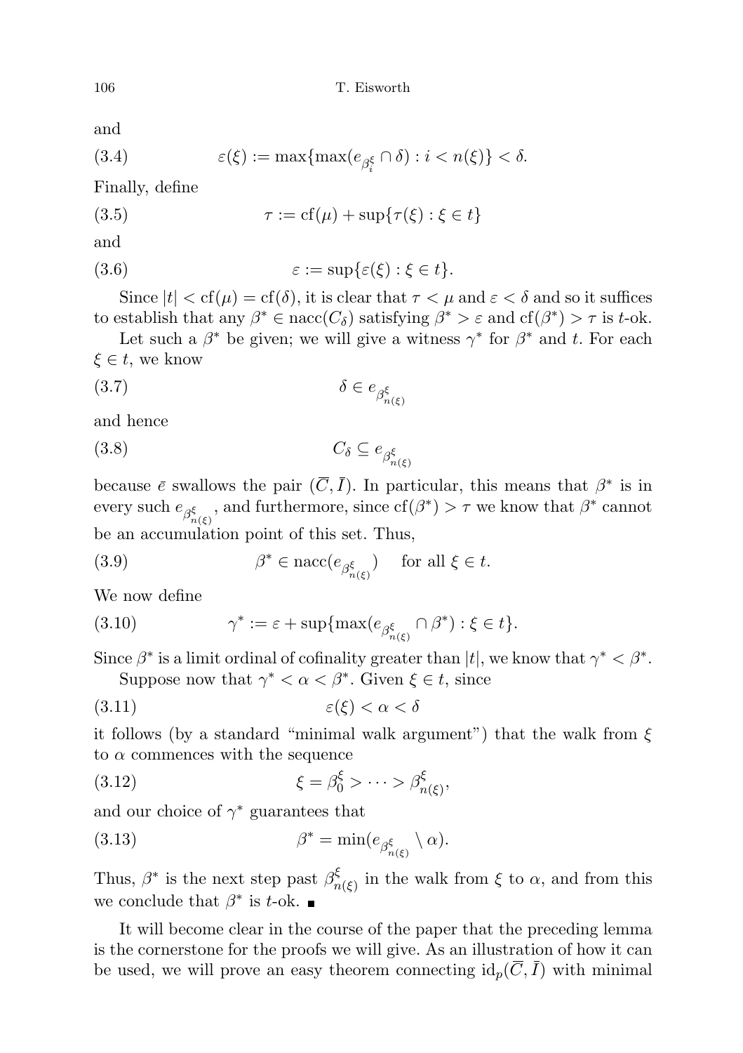and

$$\varepsilon(\xi) := \max\{\max(e_{\beta^\xi_i} \cap \delta) : i < n(\xi)\} < \delta. \tag{3.4}$$

Finally, define

$$\tau := \mathrm{cf}(\mu) + \sup\{\tau(\xi) : \xi \in t\} \tag{3.5}$$

and

$$\varepsilon := \sup\{\varepsilon(\xi) : \xi \in t\}. \tag{3.6}$$

Since $|t| < \mathrm{cf}(\mu) = \mathrm{cf}(\delta)$, it is clear that $\tau < \mu$ and $\varepsilon < \delta$ and so it suffices to establish that any $\beta^* \in \mathrm{nacc}(C_\delta)$ satisfying $\beta^* > \varepsilon$ and $\mathrm{cf}(\beta^*) > \tau$ is $t$-ok.

Let such a $\beta^*$ be given; we will give a witness $\gamma^*$ for $\beta^*$ and $t$. For each $\xi \in t$, we know

$$\delta \in e_{\beta^\xi_{n(\xi)}} \tag{3.7}$$

and hence

$$C_\delta \subseteq e_{\beta^\xi_{n(\xi)}} \tag{3.8}$$

because $\bar{e}$ swallows the pair $(\overline{C}, \bar{I})$. In particular, this means that $\beta^*$ is in every such $e_{\beta^\xi_{n(\xi)}}$, and furthermore, since $\mathrm{cf}(\beta^*) > \tau$ we know that $\beta^*$ cannot be an accumulation point of this set. Thus,

$$\beta^* \in \mathrm{nacc}(e_{\beta^\xi_{n(\xi)}}) \quad \text{for all } \xi \in t. \tag{3.9}$$

We now define

$$\gamma^* := \varepsilon + \sup\{\max(e_{\beta^\xi_{n(\xi)}} \cap \beta^*) : \xi \in t\}. \tag{3.10}$$

Since $\beta^*$ is a limit ordinal of cofinality greater than $|t|$, we know that $\gamma^* < \beta^*$.

Suppose now that $\gamma^* < \alpha < \beta^*$. Given $\xi \in t$, since

$$\varepsilon(\xi) < \alpha < \delta \tag{3.11}$$

it follows (by a standard "minimal walk argument") that the walk from $\xi$ to $\alpha$ commences with the sequence

$$\xi = \beta^\xi_0 > \cdots > \beta^\xi_{n(\xi)}, \tag{3.12}$$

and our choice of $\gamma^*$ guarantees that

$$\beta^* = \min(e_{\beta^\xi_{n(\xi)}} \setminus \alpha). \tag{3.13}$$

Thus, $\beta^*$ is the next step past $\beta^\xi_{n(\xi)}$ in the walk from $\xi$ to $\alpha$, and from this we conclude that $\beta^*$ is $t$-ok. ■

It will become clear in the course of the paper that the preceding lemma is the cornerstone for the proofs we will give. As an illustration of how it can be used, we will prove an easy theorem connecting $\mathrm{id}_p(\overline{C}, \bar{I})$ with minimal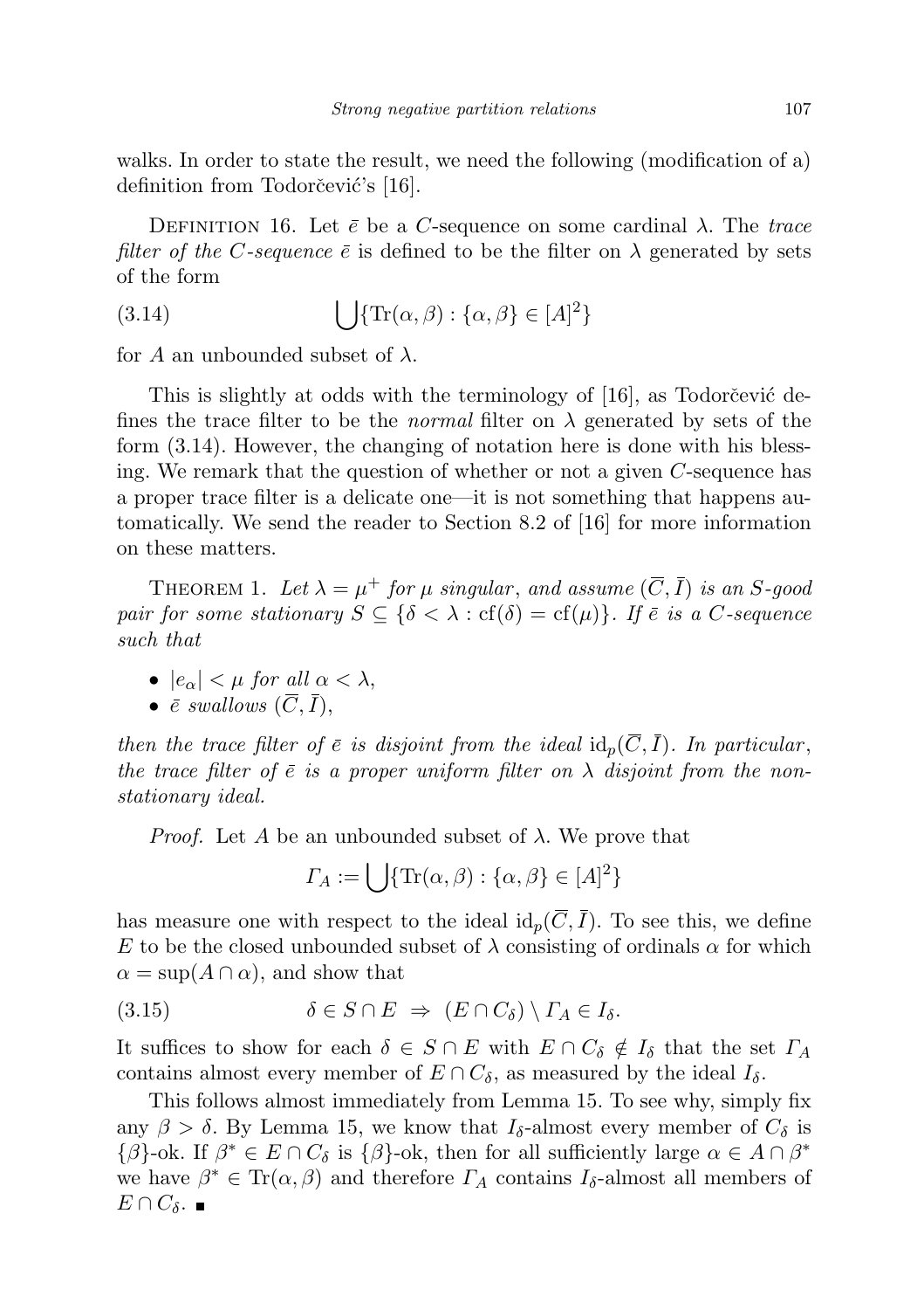walks. In order to state the result, we need the following (modification of a) definition from Todorčević's [16].

Definition 16. Let $\bar{e}$ be a $C$-sequence on some cardinal $\lambda$. The *trace filter of the $C$-sequence* $\bar{e}$ is defined to be the filter on $\lambda$ generated by sets of the form

$$\bigcup\{\mathrm{Tr}(\alpha,\beta) : \{\alpha,\beta\} \in [A]^2\} \tag{3.14}$$

for $A$ an unbounded subset of $\lambda$.

This is slightly at odds with the terminology of [16], as Todorčević defines the trace filter to be the *normal* filter on $\lambda$ generated by sets of the form (3.14). However, the changing of notation here is done with his blessing. We remark that the question of whether or not a given $C$-sequence has a proper trace filter is a delicate one—it is not something that happens automatically. We send the reader to Section 8.2 of [16] for more information on these matters.

Theorem 1. *Let $\lambda = \mu^+$ for $\mu$ singular, and assume $(\overline{C}, \bar{I})$ is an $S$-good pair for some stationary $S \subseteq \{\delta < \lambda : \mathrm{cf}(\delta) = \mathrm{cf}(\mu)\}$. If $\bar{e}$ is a $C$-sequence such that*

- *$|e_\alpha| < \mu$ for all $\alpha < \lambda$,*
- *$\bar{e}$ swallows $(\overline{C}, \bar{I})$,*

*then the trace filter of $\bar{e}$ is disjoint from the ideal $\mathrm{id}_p(\overline{C}, \bar{I})$. In particular, the trace filter of $\bar{e}$ is a proper uniform filter on $\lambda$ disjoint from the nonstationary ideal.*

*Proof.* Let $A$ be an unbounded subset of $\lambda$. We prove that

$$\Gamma_A := \bigcup\{\mathrm{Tr}(\alpha,\beta) : \{\alpha,\beta\} \in [A]^2\}$$

has measure one with respect to the ideal $\mathrm{id}_p(\overline{C}, \bar{I})$. To see this, we define $E$ to be the closed unbounded subset of $\lambda$ consisting of ordinals $\alpha$ for which $\alpha = \sup(A \cap \alpha)$, and show that

$$\delta \in S \cap E \;\Rightarrow\; (E \cap C_\delta) \setminus \Gamma_A \in I_\delta. \tag{3.15}$$

It suffices to show for each $\delta \in S \cap E$ with $E \cap C_\delta \notin I_\delta$ that the set $\Gamma_A$ contains almost every member of $E \cap C_\delta$, as measured by the ideal $I_\delta$.

This follows almost immediately from Lemma 15. To see why, simply fix any $\beta > \delta$. By Lemma 15, we know that $I_\delta$-almost every member of $C_\delta$ is $\{\beta\}$-ok. If $\beta^* \in E \cap C_\delta$ is $\{\beta\}$-ok, then for all sufficiently large $\alpha \in A \cap \beta^*$ we have $\beta^* \in \mathrm{Tr}(\alpha,\beta)$ and therefore $\Gamma_A$ contains $I_\delta$-almost all members of $E \cap C_\delta$. ∎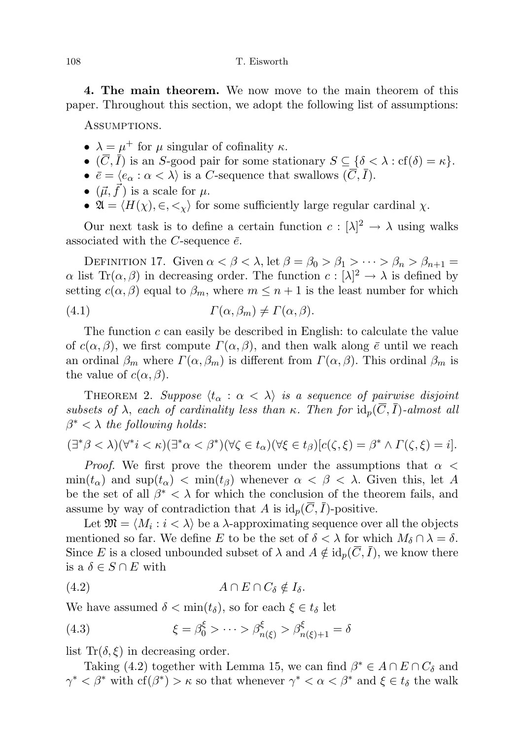**4. The main theorem.** We now move to the main theorem of this paper. Throughout this section, we adopt the following list of assumptions:

Assumptions.

- $\lambda = \mu^+$ for $\mu$ singular of cofinality $\kappa$.
- $(\overline{C}, \overline{I})$ is an $S$-good pair for some stationary $S \subseteq \{\delta < \lambda : \mathrm{cf}(\delta) = \kappa\}$.
- $\bar{e} = \langle e_\alpha : \alpha < \lambda \rangle$ is a $C$-sequence that swallows $(\overline{C}, \overline{I})$.
- $(\vec{\mu}, \vec{f}\,)$ is a scale for $\mu$.
- $\mathfrak{A} = \langle H(\chi), \in, <_\chi \rangle$ for some sufficiently large regular cardinal $\chi$.

Our next task is to define a certain function $c : [\lambda]^2 \to \lambda$ using walks associated with the $C$-sequence $\bar{e}$.

Definition 17. Given $\alpha < \beta < \lambda$, let $\beta = \beta_0 > \beta_1 > \cdots > \beta_n > \beta_{n+1} = \alpha$ list $\mathrm{Tr}(\alpha, \beta)$ in decreasing order. The function $c : [\lambda]^2 \to \lambda$ is defined by setting $c(\alpha, \beta)$ equal to $\beta_m$, where $m \leq n+1$ is the least number for which

$$\Gamma(\alpha, \beta_m) \neq \Gamma(\alpha, \beta). \tag{4.1}$$

The function $c$ can easily be described in English: to calculate the value of $c(\alpha, \beta)$, we first compute $\Gamma(\alpha, \beta)$, and then walk along $\bar{e}$ until we reach an ordinal $\beta_m$ where $\Gamma(\alpha, \beta_m)$ is different from $\Gamma(\alpha, \beta)$. This ordinal $\beta_m$ is the value of $c(\alpha, \beta)$.

Theorem 2. *Suppose $\langle t_\alpha : \alpha < \lambda \rangle$ is a sequence of pairwise disjoint subsets of $\lambda$, each of cardinality less than $\kappa$. Then for $\mathrm{id}_p(\overline{C}, \overline{I})$-almost all $\beta^* < \lambda$ the following holds*:

$$(\exists^* \beta < \lambda)(\forall^* i < \kappa)(\exists^* \alpha < \beta^*)(\forall \zeta \in t_\alpha)(\forall \xi \in t_\beta)[c(\zeta, \xi) = \beta^* \wedge \Gamma(\zeta, \xi) = i].$$

*Proof.* We first prove the theorem under the assumptions that $\alpha < \min(t_\alpha)$ and $\sup(t_\alpha) < \min(t_\beta)$ whenever $\alpha < \beta < \lambda$. Given this, let $A$ be the set of all $\beta^* < \lambda$ for which the conclusion of the theorem fails, and assume by way of contradiction that $A$ is $\mathrm{id}_p(\overline{C}, \overline{I})$-positive.

Let $\mathfrak{M} = \langle M_i : i < \lambda \rangle$ be a $\lambda$-approximating sequence over all the objects mentioned so far. We define $E$ to be the set of $\delta < \lambda$ for which $M_\delta \cap \lambda = \delta$. Since $E$ is a closed unbounded subset of $\lambda$ and $A \notin \mathrm{id}_p(\overline{C}, \overline{I})$, we know there is a $\delta \in S \cap E$ with

$$A \cap E \cap C_\delta \notin I_\delta. \tag{4.2}$$

We have assumed $\delta < \min(t_\delta)$, so for each $\xi \in t_\delta$ let

$$\xi = \beta_0^\xi > \cdots > \beta_{n(\xi)}^\xi > \beta_{n(\xi)+1}^\xi = \delta \tag{4.3}$$

list $\mathrm{Tr}(\delta, \xi)$ in decreasing order.

Taking (4.2) together with Lemma 15, we can find $\beta^* \in A \cap E \cap C_\delta$ and $\gamma^* < \beta^*$ with $\mathrm{cf}(\beta^*) > \kappa$ so that whenever $\gamma^* < \alpha < \beta^*$ and $\xi \in t_\delta$ the walk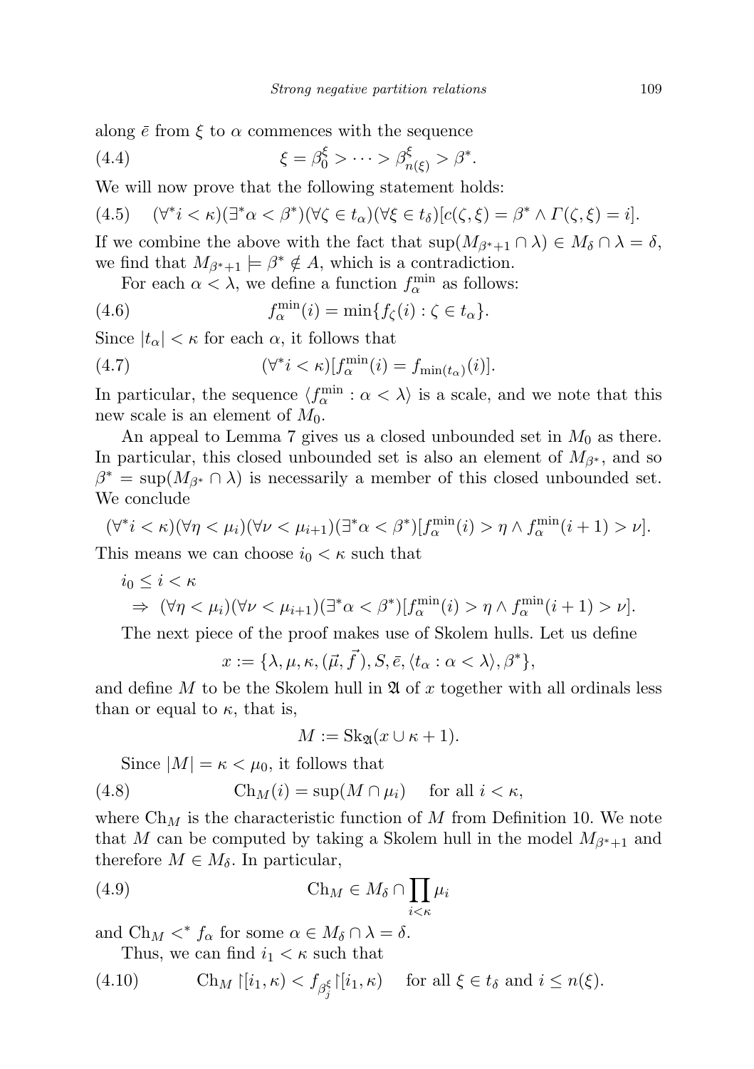along $\bar{e}$ from $\xi$ to $\alpha$ commences with the sequence

$$\xi = \beta^\xi_0 > \cdots > \beta^\xi_{n(\xi)} > \beta^*. \tag{4.4}$$

We will now prove that the following statement holds:

$$(\forall^* i < \kappa)(\exists^* \alpha < \beta^*)(\forall \zeta \in t_\alpha)(\forall \xi \in t_\delta)[c(\zeta, \xi) = \beta^* \wedge \Gamma(\zeta, \xi) = i]. \tag{4.5}$$

If we combine the above with the fact that $\sup(M_{\beta^*+1} \cap \lambda) \in M_\delta \cap \lambda = \delta$, we find that $M_{\beta^*+1} \models \beta^* \notin A$, which is a contradiction.

For each $\alpha < \lambda$, we define a function $f^{\min}_\alpha$ as follows:

$$f^{\min}_\alpha(i) = \min\{f_\zeta(i) : \zeta \in t_\alpha\}. \tag{4.6}$$

Since $|t_\alpha| < \kappa$ for each $\alpha$, it follows that

$$(\forall^* i < \kappa)[f^{\min}_\alpha(i) = f_{\min(t_\alpha)}(i)]. \tag{4.7}$$

In particular, the sequence $\langle f^{\min}_\alpha : \alpha < \lambda\rangle$ is a scale, and we note that this new scale is an element of $M_0$.

An appeal to Lemma 7 gives us a closed unbounded set in $M_0$ as there. In particular, this closed unbounded set is also an element of $M_{\beta^*}$, and so $\beta^* = \sup(M_{\beta^*} \cap \lambda)$ is necessarily a member of this closed unbounded set. We conclude

$$(\forall^* i < \kappa)(\forall \eta < \mu_i)(\forall \nu < \mu_{i+1})(\exists^* \alpha < \beta^*)[f^{\min}_\alpha(i) > \eta \wedge f^{\min}_\alpha(i+1) > \nu].$$

This means we can choose $i_0 < \kappa$ such that

$$\begin{aligned} &i_0 \le i < \kappa \\ &\quad \Rightarrow\ (\forall \eta < \mu_i)(\forall \nu < \mu_{i+1})(\exists^* \alpha < \beta^*)[f^{\min}_\alpha(i) > \eta \wedge f^{\min}_\alpha(i+1) > \nu]. \end{aligned}$$

The next piece of the proof makes use of Skolem hulls. Let us define

$$x := \{\lambda, \mu, \kappa, (\vec{\mu}, \vec{f}), S, \bar{e}, \langle t_\alpha : \alpha < \lambda\rangle, \beta^*\},$$

and define $M$ to be the Skolem hull in $\mathfrak{A}$ of $x$ together with all ordinals less than or equal to $\kappa$, that is,

$$M := \mathrm{Sk}_{\mathfrak{A}}(x \cup \kappa + 1).$$

Since $|M| = \kappa < \mu_0$, it follows that

$$\mathrm{Ch}_M(i) = \sup(M \cap \mu_i) \quad \text{for all } i < \kappa, \tag{4.8}$$

where $\mathrm{Ch}_M$ is the characteristic function of $M$ from Definition 10. We note that $M$ can be computed by taking a Skolem hull in the model $M_{\beta^*+1}$ and therefore $M \in M_\delta$. In particular,

$$\mathrm{Ch}_M \in M_\delta \cap \prod_{i<\kappa} \mu_i \tag{4.9}$$

and $\mathrm{Ch}_M <^* f_\alpha$ for some $\alpha \in M_\delta \cap \lambda = \delta$.

Thus, we can find $i_1 < \kappa$ such that

$$\mathrm{Ch}_M \restriction [i_1, \kappa) < f_{\beta^\xi_j} \restriction [i_1, \kappa) \quad \text{for all } \xi \in t_\delta \text{ and } i \le n(\xi). \tag{4.10}$$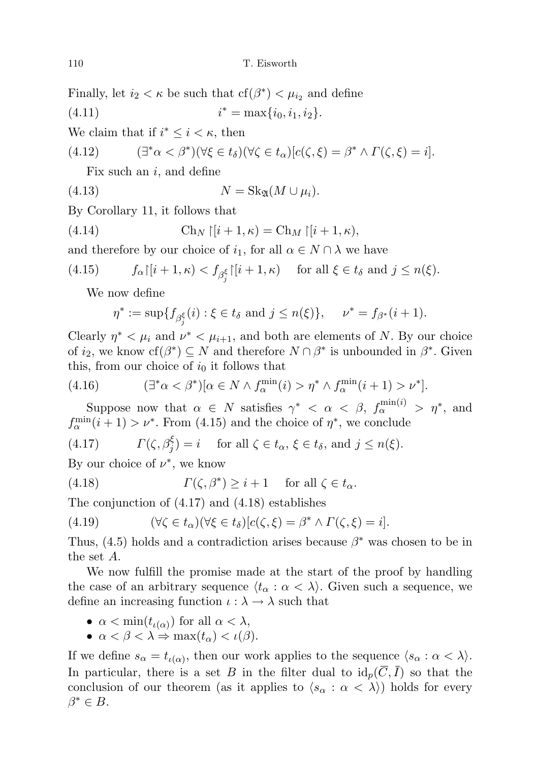Finally, let $i_2 < \kappa$ be such that $\mathrm{cf}(\beta^*) < \mu_{i_2}$ and define

$$i^* = \max\{i_0, i_1, i_2\}. \tag{4.11}$$

We claim that if $i^* \le i < \kappa$, then

$$(\exists^* \alpha < \beta^*)(\forall \xi \in t_\delta)(\forall \zeta \in t_\alpha)[c(\zeta, \xi) = \beta^* \wedge \Gamma(\zeta, \xi) = i]. \tag{4.12}$$

Fix such an $i$, and define

$$N = \mathrm{Sk}_{\mathfrak{A}}(M \cup \mu_i). \tag{4.13}$$

By Corollary 11, it follows that

$$\mathrm{Ch}_N \restriction [i+1, \kappa) = \mathrm{Ch}_M \restriction [i+1, \kappa), \tag{4.14}$$

and therefore by our choice of $i_1$, for all $\alpha \in N \cap \lambda$ we have

$$f_\alpha \restriction [i+1, \kappa) < f_{\beta^\xi_j} \restriction [i+1, \kappa) \quad \text{for all } \xi \in t_\delta \text{ and } j \le n(\xi). \tag{4.15}$$

We now define

$$\eta^* := \sup\{f_{\beta^\xi_j}(i) : \xi \in t_\delta \text{ and } j \le n(\xi)\}, \qquad \nu^* = f_{\beta^*}(i+1).$$

Clearly $\eta^* < \mu_i$ and $\nu^* < \mu_{i+1}$, and both are elements of $N$. By our choice of $i_2$, we know $\mathrm{cf}(\beta^*) \subseteq N$ and therefore $N \cap \beta^*$ is unbounded in $\beta^*$. Given this, from our choice of $i_0$ it follows that

$$(\exists^* \alpha < \beta^*)[\alpha \in N \wedge f^{\min}_\alpha(i) > \eta^* \wedge f^{\min}_\alpha(i+1) > \nu^*]. \tag{4.16}$$

Suppose now that $\alpha \in N$ satisfies $\gamma^* < \alpha < \beta$, $f^{\min(i)}_\alpha > \eta^*$, and $f^{\min}_\alpha(i+1) > \nu^*$. From (4.15) and the choice of $\eta^*$, we conclude

$$\Gamma(\zeta, \beta^\xi_j) = i \quad \text{for all } \zeta \in t_\alpha,\ \xi \in t_\delta, \text{ and } j \le n(\xi). \tag{4.17}$$

By our choice of $\nu^*$, we know

$$\Gamma(\zeta, \beta^*) \ge i+1 \quad \text{for all } \zeta \in t_\alpha. \tag{4.18}$$

The conjunction of (4.17) and (4.18) establishes

$$(\forall \zeta \in t_\alpha)(\forall \xi \in t_\delta)[c(\zeta, \xi) = \beta^* \wedge \Gamma(\zeta, \xi) = i]. \tag{4.19}$$

Thus, (4.5) holds and a contradiction arises because $\beta^*$ was chosen to be in the set $A$.

We now fulfill the promise made at the start of the proof by handling the case of an arbitrary sequence $\langle t_\alpha : \alpha < \lambda\rangle$. Given such a sequence, we define an increasing function $\iota : \lambda \to \lambda$ such that

- $\alpha < \min(t_{\iota(\alpha)})$ for all $\alpha < \lambda$,
- $\alpha < \beta < \lambda \Rightarrow \max(t_\alpha) < \iota(\beta)$.

If we define $s_\alpha = t_{\iota(\alpha)}$, then our work applies to the sequence $\langle s_\alpha : \alpha < \lambda\rangle$. In particular, there is a set $B$ in the filter dual to $\mathrm{id}_p(\overline{C}, \bar{I})$ so that the conclusion of our theorem (as it applies to $\langle s_\alpha : \alpha < \lambda\rangle$) holds for every $\beta^* \in B$.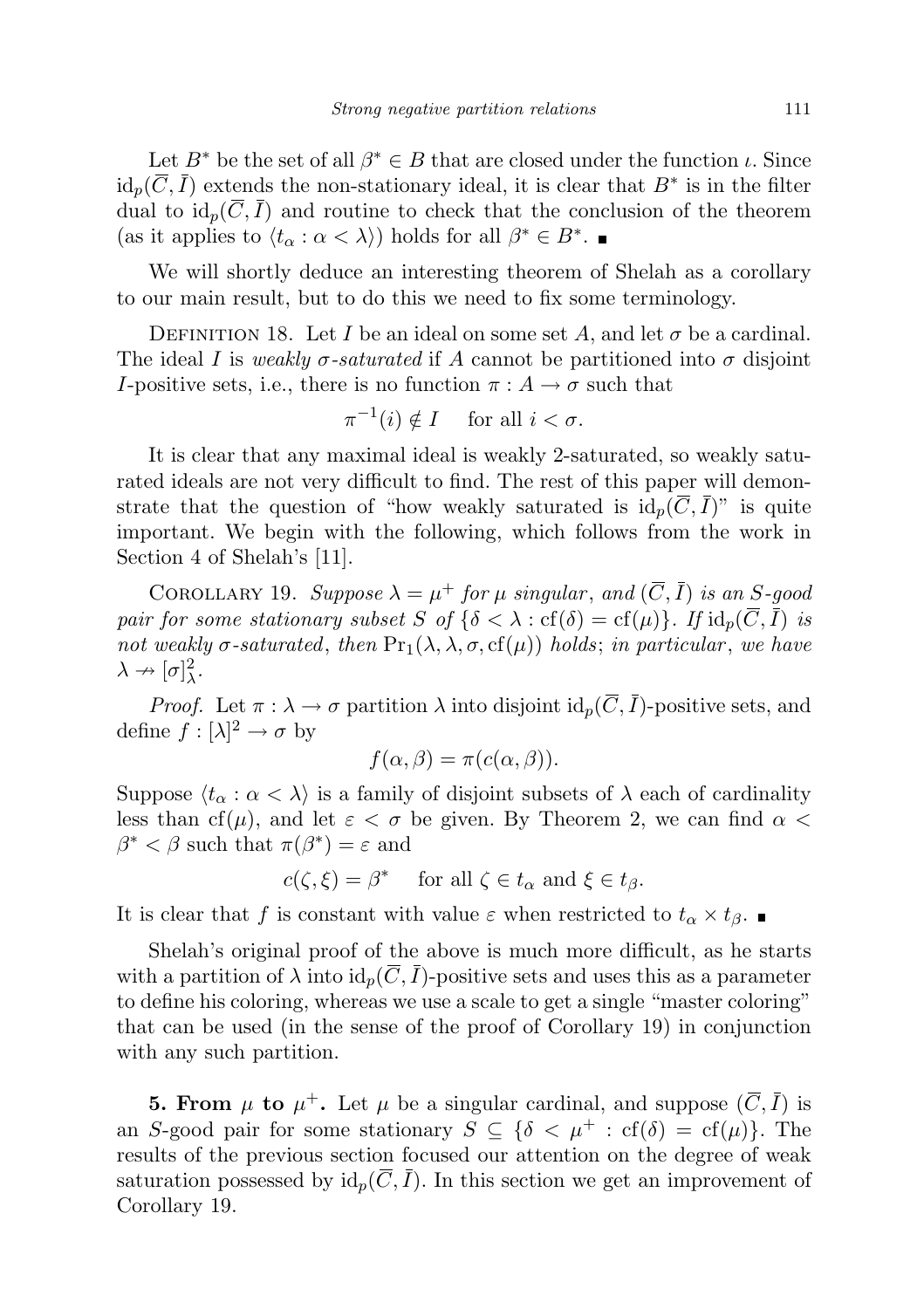Let $B^*$ be the set of all $\beta^* \in B$ that are closed under the function $\iota$. Since $\mathrm{id}_p(\overline{C}, \bar{I})$ extends the non-stationary ideal, it is clear that $B^*$ is in the filter dual to $\mathrm{id}_p(\overline{C}, \bar{I})$ and routine to check that the conclusion of the theorem (as it applies to $\langle t_\alpha : \alpha < \lambda \rangle$) holds for all $\beta^* \in B^*$. ∎

We will shortly deduce an interesting theorem of Shelah as a corollary to our main result, but to do this we need to fix some terminology.

Definition 18. Let $I$ be an ideal on some set $A$, and let $\sigma$ be a cardinal. The ideal $I$ is *weakly $\sigma$-saturated* if $A$ cannot be partitioned into $\sigma$ disjoint $I$-positive sets, i.e., there is no function $\pi : A \to \sigma$ such that

$$\pi^{-1}(i) \notin I \quad \text{for all } i < \sigma.$$

It is clear that any maximal ideal is weakly 2-saturated, so weakly saturated ideals are not very difficult to find. The rest of this paper will demonstrate that the question of "how weakly saturated is $\mathrm{id}_p(\overline{C}, \bar{I})$" is quite important. We begin with the following, which follows from the work in Section 4 of Shelah's [11].

Corollary 19. *Suppose $\lambda = \mu^+$ for $\mu$ singular, and $(\overline{C}, \bar{I})$ is an $S$-good pair for some stationary subset $S$ of $\{\delta < \lambda : \mathrm{cf}(\delta) = \mathrm{cf}(\mu)\}$. If $\mathrm{id}_p(\overline{C}, \bar{I})$ is not weakly $\sigma$-saturated, then $\mathrm{Pr}_1(\lambda, \lambda, \sigma, \mathrm{cf}(\mu))$ holds; in particular, we have $\lambda \nrightarrow [\sigma]^2_\lambda$.*

*Proof.* Let $\pi : \lambda \to \sigma$ partition $\lambda$ into disjoint $\mathrm{id}_p(\overline{C}, \bar{I})$-positive sets, and define $f : [\lambda]^2 \to \sigma$ by

$$f(\alpha, \beta) = \pi(c(\alpha, \beta)).$$

Suppose $\langle t_\alpha : \alpha < \lambda \rangle$ is a family of disjoint subsets of $\lambda$ each of cardinality less than $\mathrm{cf}(\mu)$, and let $\varepsilon < \sigma$ be given. By Theorem 2, we can find $\alpha < \beta^* < \beta$ such that $\pi(\beta^*) = \varepsilon$ and

$$c(\zeta, \xi) = \beta^* \quad \text{for all } \zeta \in t_\alpha \text{ and } \xi \in t_\beta.$$

It is clear that $f$ is constant with value $\varepsilon$ when restricted to $t_\alpha \times t_\beta$. ∎

Shelah's original proof of the above is much more difficult, as he starts with a partition of $\lambda$ into $\mathrm{id}_p(\overline{C}, \bar{I})$-positive sets and uses this as a parameter to define his coloring, whereas we use a scale to get a single "master coloring" that can be used (in the sense of the proof of Corollary 19) in conjunction with any such partition.

## 5. From $\mu$ to $\mu^+$.

Let $\mu$ be a singular cardinal, and suppose $(\overline{C}, \bar{I})$ is an $S$-good pair for some stationary $S \subseteq \{\delta < \mu^+ : \mathrm{cf}(\delta) = \mathrm{cf}(\mu)\}$. The results of the previous section focused our attention on the degree of weak saturation possessed by $\mathrm{id}_p(\overline{C}, \bar{I})$. In this section we get an improvement of Corollary 19.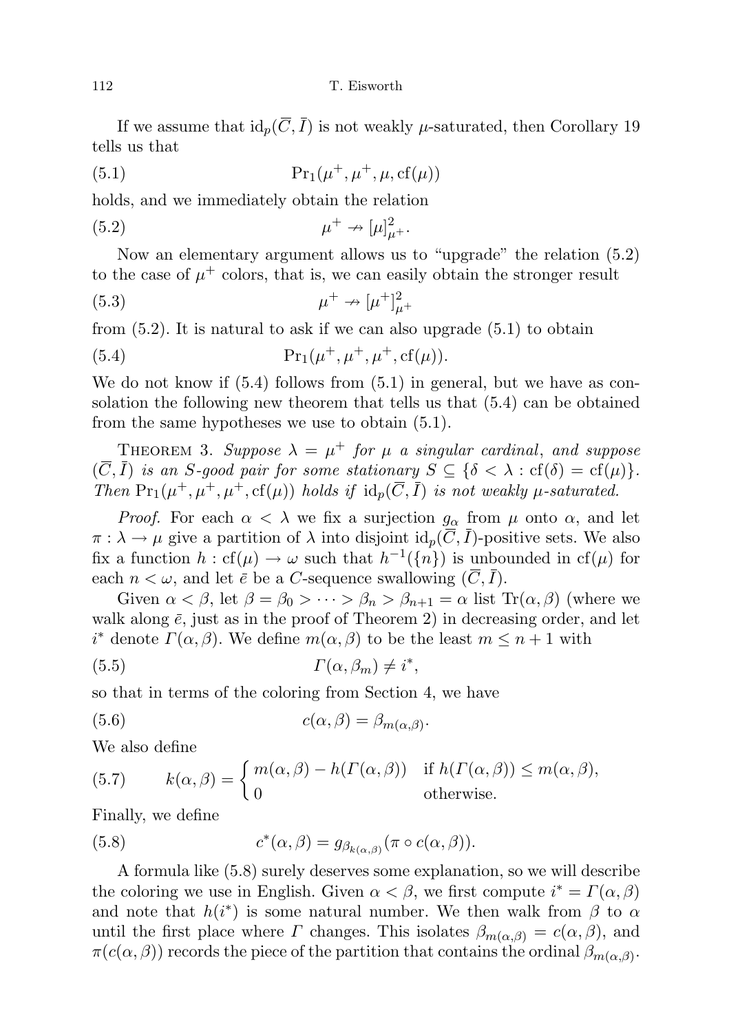If we assume that $\mathrm{id}_p(\overline{C}, \bar{I})$ is not weakly $\mu$-saturated, then Corollary 19 tells us that

$$\mathrm{Pr}_1(\mu^+, \mu^+, \mu, \mathrm{cf}(\mu)) \tag{5.1}$$

holds, and we immediately obtain the relation

$$\mu^+ \nrightarrow [\mu]^2_{\mu^+}. \tag{5.2}$$

Now an elementary argument allows us to "upgrade" the relation (5.2) to the case of $\mu^+$ colors, that is, we can easily obtain the stronger result

$$\mu^+ \nrightarrow [\mu^+]^2_{\mu^+} \tag{5.3}$$

from (5.2). It is natural to ask if we can also upgrade (5.1) to obtain

$$\mathrm{Pr}_1(\mu^+, \mu^+, \mu^+, \mathrm{cf}(\mu)). \tag{5.4}$$

We do not know if (5.4) follows from (5.1) in general, but we have as consolation the following new theorem that tells us that (5.4) can be obtained from the same hypotheses we use to obtain (5.1).

Theorem 3. *Suppose $\lambda = \mu^+$ for $\mu$ a singular cardinal, and suppose $(\overline{C}, \bar{I})$ is an $S$-good pair for some stationary $S \subseteq \{\delta < \lambda : \mathrm{cf}(\delta) = \mathrm{cf}(\mu)\}$. Then $\mathrm{Pr}_1(\mu^+, \mu^+, \mu^+, \mathrm{cf}(\mu))$ holds if $\mathrm{id}_p(\overline{C}, \bar{I})$ is not weakly $\mu$-saturated.*

*Proof.* For each $\alpha < \lambda$ we fix a surjection $g_\alpha$ from $\mu$ onto $\alpha$, and let $\pi : \lambda \to \mu$ give a partition of $\lambda$ into disjoint $\mathrm{id}_p(\overline{C}, \bar{I})$-positive sets. We also fix a function $h : \mathrm{cf}(\mu) \to \omega$ such that $h^{-1}(\{n\})$ is unbounded in $\mathrm{cf}(\mu)$ for each $n < \omega$, and let $\bar{e}$ be a $C$-sequence swallowing $(\overline{C}, \bar{I})$.

Given $\alpha < \beta$, let $\beta = \beta_0 > \cdots > \beta_n > \beta_{n+1} = \alpha$ list $\mathrm{Tr}(\alpha, \beta)$ (where we walk along $\bar{e}$, just as in the proof of Theorem 2) in decreasing order, and let $i^*$ denote $\Gamma(\alpha, \beta)$. We define $m(\alpha, \beta)$ to be the least $m \leq n+1$ with

$$\Gamma(\alpha, \beta_m) \neq i^*, \tag{5.5}$$

so that in terms of the coloring from Section 4, we have

$$c(\alpha, \beta) = \beta_{m(\alpha,\beta)}. \tag{5.6}$$

We also define

$$k(\alpha, \beta) = \begin{cases} m(\alpha, \beta) - h(\Gamma(\alpha, \beta)) & \text{if } h(\Gamma(\alpha, \beta)) \leq m(\alpha, \beta), \\ 0 & \text{otherwise.} \end{cases} \tag{5.7}$$

Finally, we define

$$c^*(\alpha, \beta) = g_{\beta_{k(\alpha,\beta)}}(\pi \circ c(\alpha, \beta)). \tag{5.8}$$

A formula like (5.8) surely deserves some explanation, so we will describe the coloring we use in English. Given $\alpha < \beta$, we first compute $i^* = \Gamma(\alpha, \beta)$ and note that $h(i^*)$ is some natural number. We then walk from $\beta$ to $\alpha$ until the first place where $\Gamma$ changes. This isolates $\beta_{m(\alpha,\beta)} = c(\alpha, \beta)$, and $\pi(c(\alpha, \beta))$ records the piece of the partition that contains the ordinal $\beta_{m(\alpha,\beta)}$.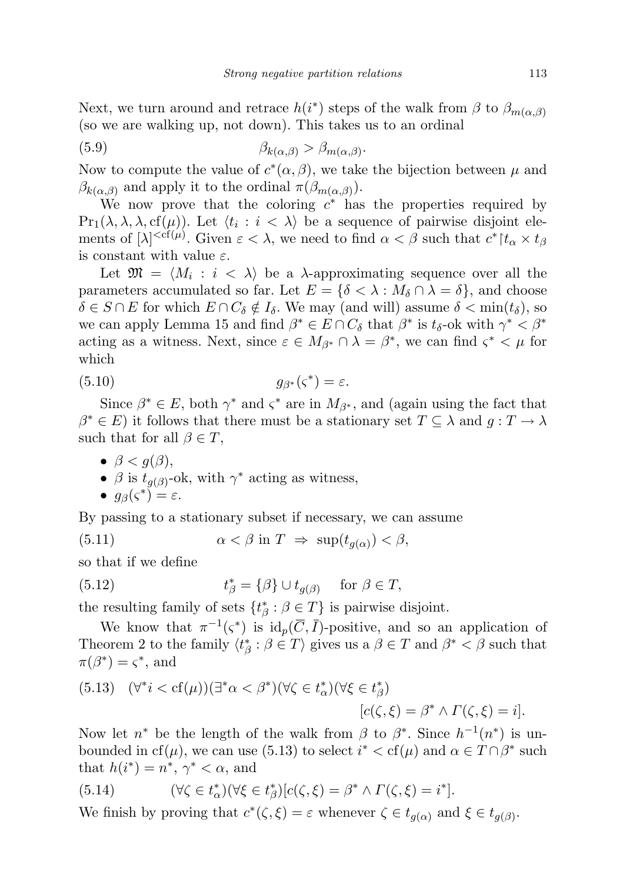Next, we turn around and retrace $h(i^*)$ steps of the walk from $\beta$ to $\beta_{m(\alpha,\beta)}$ (so we are walking up, not down). This takes us to an ordinal

$$\beta_{k(\alpha,\beta)} > \beta_{m(\alpha,\beta)}. \tag{5.9}$$

Now to compute the value of $c^*(\alpha,\beta)$, we take the bijection between $\mu$ and $\beta_{k(\alpha,\beta)}$ and apply it to the ordinal $\pi(\beta_{m(\alpha,\beta)})$.

We now prove that the coloring $c^*$ has the properties required by $\mathrm{Pr}_1(\lambda,\lambda,\lambda,\mathrm{cf}(\mu))$. Let $\langle t_i : i<\lambda\rangle$ be a sequence of pairwise disjoint elements of $[\lambda]^{<\mathrm{cf}(\mu)}$. Given $\varepsilon<\lambda$, we need to find $\alpha<\beta$ such that $c^*\restriction t_\alpha\times t_\beta$ is constant with value $\varepsilon$.

Let $\mathfrak{M}=\langle M_i : i<\lambda\rangle$ be a $\lambda$-approximating sequence over all the parameters accumulated so far. Let $E=\{\delta<\lambda : M_\delta\cap\lambda=\delta\}$, and choose $\delta\in S\cap E$ for which $E\cap C_\delta\notin I_\delta$. We may (and will) assume $\delta<\min(t_\delta)$, so we can apply Lemma 15 and find $\beta^*\in E\cap C_\delta$ that $\beta^*$ is $t_\delta$-ok with $\gamma^*<\beta^*$ acting as a witness. Next, since $\varepsilon\in M_{\beta^*}\cap\lambda=\beta^*$, we can find $\varsigma^*<\mu$ for which

$$g_{\beta^*}(\varsigma^*)=\varepsilon. \tag{5.10}$$

Since $\beta^*\in E$, both $\gamma^*$ and $\varsigma^*$ are in $M_{\beta^*}$, and (again using the fact that $\beta^*\in E$) it follows that there must be a stationary set $T\subseteq\lambda$ and $g:T\to\lambda$ such that for all $\beta\in T$,

- $\beta<g(\beta)$,
- $\beta$ is $t_{g(\beta)}$-ok, with $\gamma^*$ acting as witness,
- $g_\beta(\varsigma^*)=\varepsilon$.

By passing to a stationary subset if necessary, we can assume

$$\alpha<\beta \text{ in } T \ \Rightarrow\ \sup(t_{g(\alpha)})<\beta, \tag{5.11}$$

so that if we define

$$t^*_\beta=\{\beta\}\cup t_{g(\beta)} \quad \text{ for } \beta\in T, \tag{5.12}$$

the resulting family of sets $\{t^*_\beta : \beta\in T\}$ is pairwise disjoint.

We know that $\pi^{-1}(\varsigma^*)$ is $\mathrm{id}_p(\bar{C},\bar{I})$-positive, and so an application of Theorem 2 to the family $\langle t^*_\beta : \beta\in T\rangle$ gives us a $\beta\in T$ and $\beta^*<\beta$ such that $\pi(\beta^*)=\varsigma^*$, and

$$(\forall^* i<\mathrm{cf}(\mu))(\exists^*\alpha<\beta^*)(\forall\zeta\in t^*_\alpha)(\forall\xi\in t^*_\beta)\quad [c(\zeta,\xi)=\beta^*\wedge\Gamma(\zeta,\xi)=i]. \tag{5.13}$$

Now let $n^*$ be the length of the walk from $\beta$ to $\beta^*$. Since $h^{-1}(n^*)$ is unbounded in $\mathrm{cf}(\mu)$, we can use (5.13) to select $i^*<\mathrm{cf}(\mu)$ and $\alpha\in T\cap\beta^*$ such that $h(i^*)=n^*$, $\gamma^*<\alpha$, and

$$(\forall\zeta\in t^*_\alpha)(\forall\xi\in t^*_\beta)[c(\zeta,\xi)=\beta^*\wedge\Gamma(\zeta,\xi)=i^*]. \tag{5.14}$$

We finish by proving that $c^*(\zeta,\xi)=\varepsilon$ whenever $\zeta\in t_{g(\alpha)}$ and $\xi\in t_{g(\beta)}$.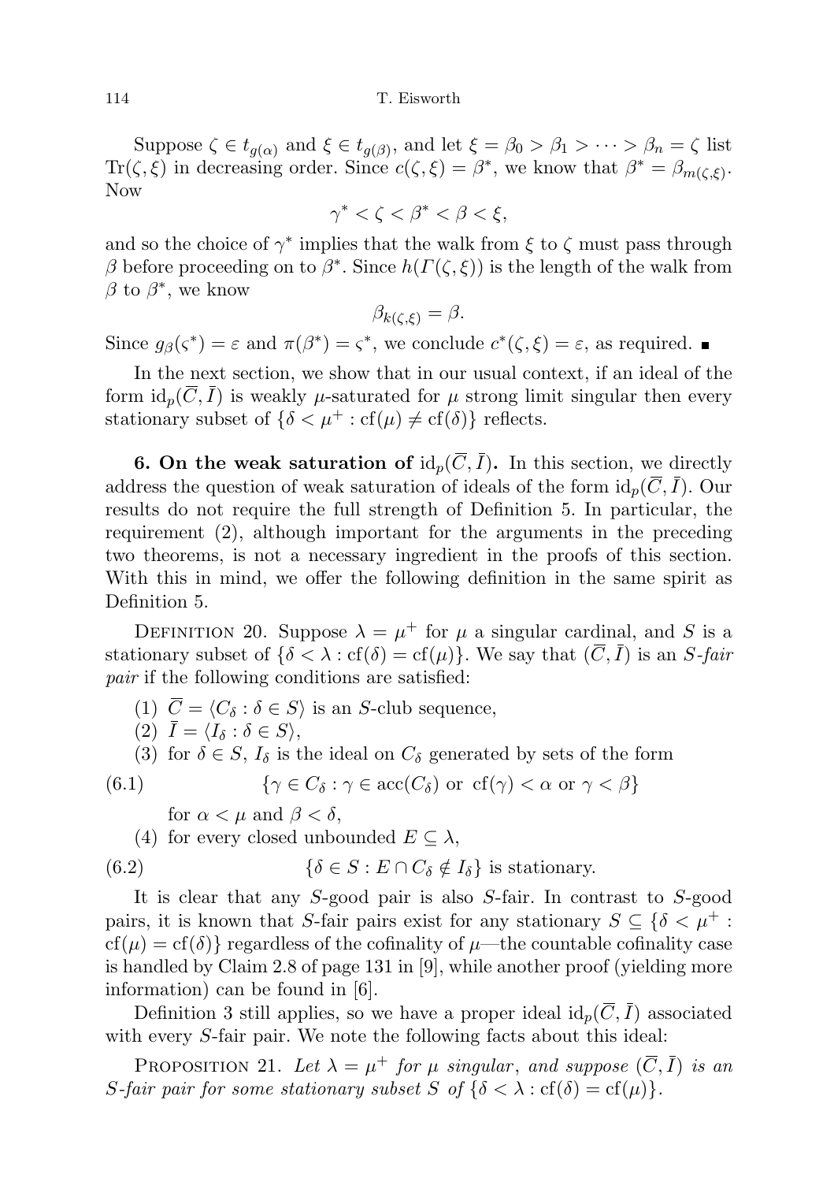Suppose $\zeta \in t_{g(\alpha)}$ and $\xi \in t_{g(\beta)}$, and let $\xi = \beta_0 > \beta_1 > \cdots > \beta_n = \zeta$ list $\mathrm{Tr}(\zeta, \xi)$ in decreasing order. Since $c(\zeta, \xi) = \beta^*$, we know that $\beta^* = \beta_{m(\zeta,\xi)}$. Now

$$\gamma^* < \zeta < \beta^* < \beta < \xi,$$

and so the choice of $\gamma^*$ implies that the walk from $\xi$ to $\zeta$ must pass through $\beta$ before proceeding on to $\beta^*$. Since $h(\Gamma(\zeta, \xi))$ is the length of the walk from $\beta$ to $\beta^*$, we know

$$\beta_{k(\zeta,\xi)} = \beta.$$

Since $g_\beta(\varsigma^*) = \varepsilon$ and $\pi(\beta^*) = \varsigma^*$, we conclude $c^*(\zeta, \xi) = \varepsilon$, as required. ∎

In the next section, we show that in our usual context, if an ideal of the form $\mathrm{id}_p(\overline{C}, \bar{I})$ is weakly $\mu$-saturated for $\mu$ strong limit singular then every stationary subset of $\{\delta < \mu^+ : \mathrm{cf}(\mu) \neq \mathrm{cf}(\delta)\}$ reflects.

**6. On the weak saturation of** $\mathrm{id}_p(\overline{C}, \bar{I})$**.** In this section, we directly address the question of weak saturation of ideals of the form $\mathrm{id}_p(\overline{C}, \bar{I})$. Our results do not require the full strength of Definition 5. In particular, the requirement (2), although important for the arguments in the preceding two theorems, is not a necessary ingredient in the proofs of this section. With this in mind, we offer the following definition in the same spirit as Definition 5.

Definition 20. Suppose $\lambda = \mu^+$ for $\mu$ a singular cardinal, and $S$ is a stationary subset of $\{\delta < \lambda : \mathrm{cf}(\delta) = \mathrm{cf}(\mu)\}$. We say that $(\overline{C}, \bar{I})$ is an *$S$-fair pair* if the following conditions are satisfied:

(1) $\overline{C} = \langle C_\delta : \delta \in S\rangle$ is an $S$-club sequence,

(2) $\bar{I} = \langle I_\delta : \delta \in S\rangle$,

(3) for $\delta \in S$, $I_\delta$ is the ideal on $C_\delta$ generated by sets of the form

$$\{\gamma \in C_\delta : \gamma \in \mathrm{acc}(C_\delta) \text{ or } \mathrm{cf}(\gamma) < \alpha \text{ or } \gamma < \beta\} \tag{6.1}$$

for $\alpha < \mu$ and $\beta < \delta$,

(4) for every closed unbounded $E \subseteq \lambda$,

$$\{\delta \in S : E \cap C_\delta \notin I_\delta\} \text{ is stationary.} \tag{6.2}$$

It is clear that any $S$-good pair is also $S$-fair. In contrast to $S$-good pairs, it is known that $S$-fair pairs exist for any stationary $S \subseteq \{\delta < \mu^+ : \mathrm{cf}(\mu) = \mathrm{cf}(\delta)\}$ regardless of the cofinality of $\mu$—the countable cofinality case is handled by Claim 2.8 of page 131 in [9], while another proof (yielding more information) can be found in [6].

Definition 3 still applies, so we have a proper ideal $\mathrm{id}_p(\overline{C}, \bar{I})$ associated with every $S$-fair pair. We note the following facts about this ideal:

Proposition 21. *Let $\lambda = \mu^+$ for $\mu$ singular, and suppose $(\overline{C}, \bar{I})$ is an $S$-fair pair for some stationary subset $S$ of $\{\delta < \lambda : \mathrm{cf}(\delta) = \mathrm{cf}(\mu)\}$.*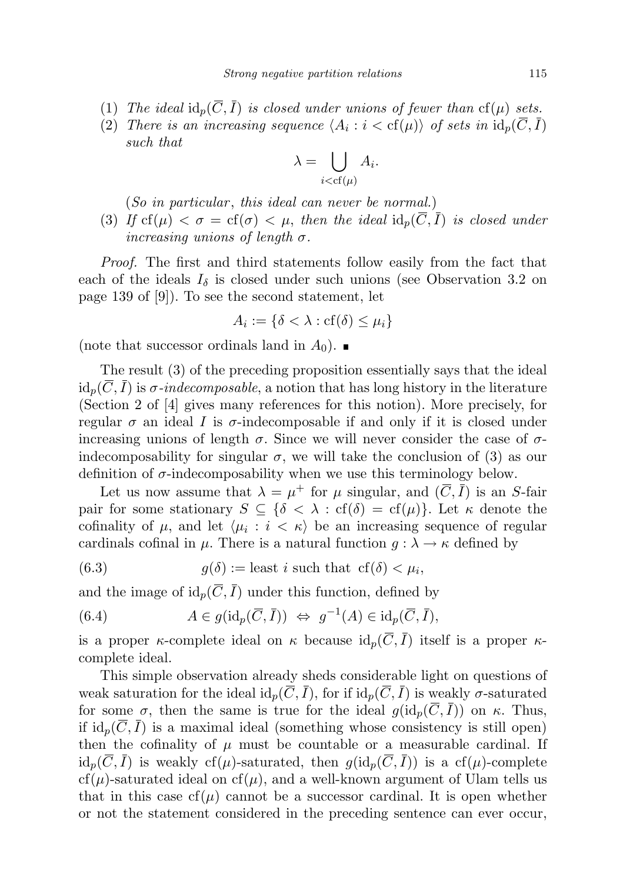(1) *The ideal* $\mathrm{id}_p(\overline{C}, \bar{I})$ *is closed under unions of fewer than* $\mathrm{cf}(\mu)$ *sets.*

(2) *There is an increasing sequence* $\langle A_i : i < \mathrm{cf}(\mu)\rangle$ *of sets in* $\mathrm{id}_p(\overline{C}, \bar{I})$ *such that*

$$\lambda = \bigcup_{i<\mathrm{cf}(\mu)} A_i.$$

(*So in particular*, *this ideal can never be normal.*)

(3) *If* $\mathrm{cf}(\mu) < \sigma = \mathrm{cf}(\sigma) < \mu$, *then the ideal* $\mathrm{id}_p(\overline{C}, \bar{I})$ *is closed under increasing unions of length* $\sigma$.

*Proof.* The first and third statements follow easily from the fact that each of the ideals $I_\delta$ is closed under such unions (see Observation 3.2 on page 139 of [9]). To see the second statement, let

$$A_i := \{\delta < \lambda : \mathrm{cf}(\delta) \leq \mu_i\}$$

(note that successor ordinals land in $A_0$). ∎

The result (3) of the preceding proposition essentially says that the ideal $\mathrm{id}_p(\overline{C}, \bar{I})$ is $\sigma$-*indecomposable*, a notion that has long history in the literature (Section 2 of [4] gives many references for this notion). More precisely, for regular $\sigma$ an ideal $I$ is $\sigma$-indecomposable if and only if it is closed under increasing unions of length $\sigma$. Since we will never consider the case of $\sigma$-indecomposability for singular $\sigma$, we will take the conclusion of (3) as our definition of $\sigma$-indecomposability when we use this terminology below.

Let us now assume that $\lambda = \mu^+$ for $\mu$ singular, and $(\overline{C}, \bar{I})$ is an $S$-fair pair for some stationary $S \subseteq \{\delta < \lambda : \mathrm{cf}(\delta) = \mathrm{cf}(\mu)\}$. Let $\kappa$ denote the cofinality of $\mu$, and let $\langle \mu_i : i < \kappa\rangle$ be an increasing sequence of regular cardinals cofinal in $\mu$. There is a natural function $g : \lambda \to \kappa$ defined by

$$g(\delta) := \text{least } i \text{ such that } \mathrm{cf}(\delta) < \mu_i, \tag{6.3}$$

and the image of $\mathrm{id}_p(\overline{C}, \bar{I})$ under this function, defined by

$$A \in g(\mathrm{id}_p(\overline{C}, \bar{I})) \Leftrightarrow g^{-1}(A) \in \mathrm{id}_p(\overline{C}, \bar{I}), \tag{6.4}$$

is a proper $\kappa$-complete ideal on $\kappa$ because $\mathrm{id}_p(\overline{C}, \bar{I})$ itself is a proper $\kappa$-complete ideal.

This simple observation already sheds considerable light on questions of weak saturation for the ideal $\mathrm{id}_p(\overline{C}, \bar{I})$, for if $\mathrm{id}_p(\overline{C}, \bar{I})$ is weakly $\sigma$-saturated for some $\sigma$, then the same is true for the ideal $g(\mathrm{id}_p(\overline{C}, \bar{I}))$ on $\kappa$. Thus, if $\mathrm{id}_p(\overline{C}, \bar{I})$ is a maximal ideal (something whose consistency is still open) then the cofinality of $\mu$ must be countable or a measurable cardinal. If $\mathrm{id}_p(\overline{C}, \bar{I})$ is weakly $\mathrm{cf}(\mu)$-saturated, then $g(\mathrm{id}_p(\overline{C}, \bar{I}))$ is a $\mathrm{cf}(\mu)$-complete $\mathrm{cf}(\mu)$-saturated ideal on $\mathrm{cf}(\mu)$, and a well-known argument of Ulam tells us that in this case $\mathrm{cf}(\mu)$ cannot be a successor cardinal. It is open whether or not the statement considered in the preceding sentence can ever occur,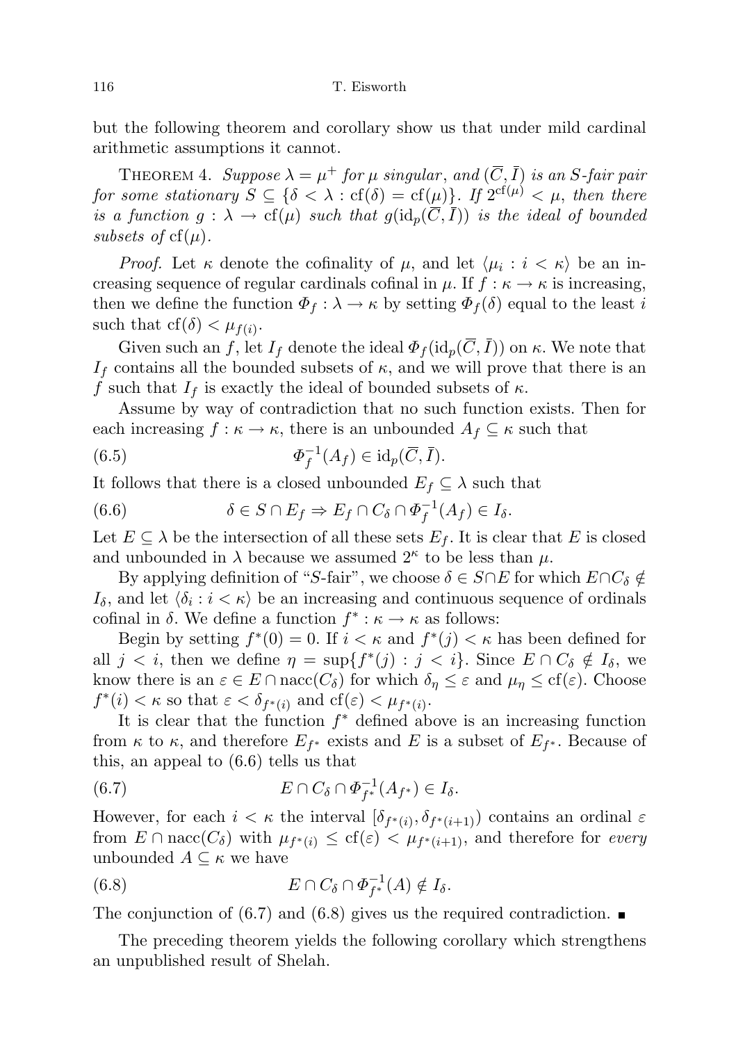but the following theorem and corollary show us that under mild cardinal arithmetic assumptions it cannot.

THEOREM 4. *Suppose $\lambda = \mu^+$ for $\mu$ singular, and $(\overline{C}, \bar{I})$ is an $S$-fair pair for some stationary $S \subseteq \{\delta < \lambda : \mathrm{cf}(\delta) = \mathrm{cf}(\mu)\}$. If $2^{\mathrm{cf}(\mu)} < \mu$, then there is a function $g : \lambda \to \mathrm{cf}(\mu)$ such that $g(\mathrm{id}_p(\overline{C}, \bar{I}))$ is the ideal of bounded subsets of $\mathrm{cf}(\mu)$.*

*Proof.* Let $\kappa$ denote the cofinality of $\mu$, and let $\langle \mu_i : i < \kappa \rangle$ be an increasing sequence of regular cardinals cofinal in $\mu$. If $f : \kappa \to \kappa$ is increasing, then we define the function $\Phi_f : \lambda \to \kappa$ by setting $\Phi_f(\delta)$ equal to the least $i$ such that $\mathrm{cf}(\delta) < \mu_{f(i)}$.

Given such an $f$, let $I_f$ denote the ideal $\Phi_f(\mathrm{id}_p(\overline{C}, \bar{I}))$ on $\kappa$. We note that $I_f$ contains all the bounded subsets of $\kappa$, and we will prove that there is an $f$ such that $I_f$ is exactly the ideal of bounded subsets of $\kappa$.

Assume by way of contradiction that no such function exists. Then for each increasing $f : \kappa \to \kappa$, there is an unbounded $A_f \subseteq \kappa$ such that

$$\Phi_f^{-1}(A_f) \in \mathrm{id}_p(\overline{C}, \bar{I}). \tag{6.5}$$

It follows that there is a closed unbounded $E_f \subseteq \lambda$ such that

$$\delta \in S \cap E_f \Rightarrow E_f \cap C_\delta \cap \Phi_f^{-1}(A_f) \in I_\delta. \tag{6.6}$$

Let $E \subseteq \lambda$ be the intersection of all these sets $E_f$. It is clear that $E$ is closed and unbounded in $\lambda$ because we assumed $2^\kappa$ to be less than $\mu$.

By applying definition of "$S$-fair", we choose $\delta \in S \cap E$ for which $E \cap C_\delta \notin I_\delta$, and let $\langle \delta_i : i < \kappa \rangle$ be an increasing and continuous sequence of ordinals cofinal in $\delta$. We define a function $f^* : \kappa \to \kappa$ as follows:

Begin by setting $f^*(0) = 0$. If $i < \kappa$ and $f^*(j) < \kappa$ has been defined for all $j < i$, then we define $\eta = \sup\{f^*(j) : j < i\}$. Since $E \cap C_\delta \notin I_\delta$, we know there is an $\varepsilon \in E \cap \mathrm{nacc}(C_\delta)$ for which $\delta_\eta \leq \varepsilon$ and $\mu_\eta \leq \mathrm{cf}(\varepsilon)$. Choose $f^*(i) < \kappa$ so that $\varepsilon < \delta_{f^*(i)}$ and $\mathrm{cf}(\varepsilon) < \mu_{f^*(i)}$.

It is clear that the function $f^*$ defined above is an increasing function from $\kappa$ to $\kappa$, and therefore $E_{f^*}$ exists and $E$ is a subset of $E_{f^*}$. Because of this, an appeal to (6.6) tells us that

$$E \cap C_\delta \cap \Phi_{f^*}^{-1}(A_{f^*}) \in I_\delta. \tag{6.7}$$

However, for each $i < \kappa$ the interval $[\delta_{f^*(i)}, \delta_{f^*(i+1)})$ contains an ordinal $\varepsilon$ from $E \cap \mathrm{nacc}(C_\delta)$ with $\mu_{f^*(i)} \leq \mathrm{cf}(\varepsilon) < \mu_{f^*(i+1)}$, and therefore for *every* unbounded $A \subseteq \kappa$ we have

$$E \cap C_\delta \cap \Phi_{f^*}^{-1}(A) \notin I_\delta. \tag{6.8}$$

The conjunction of (6.7) and (6.8) gives us the required contradiction. ∎

The preceding theorem yields the following corollary which strengthens an unpublished result of Shelah.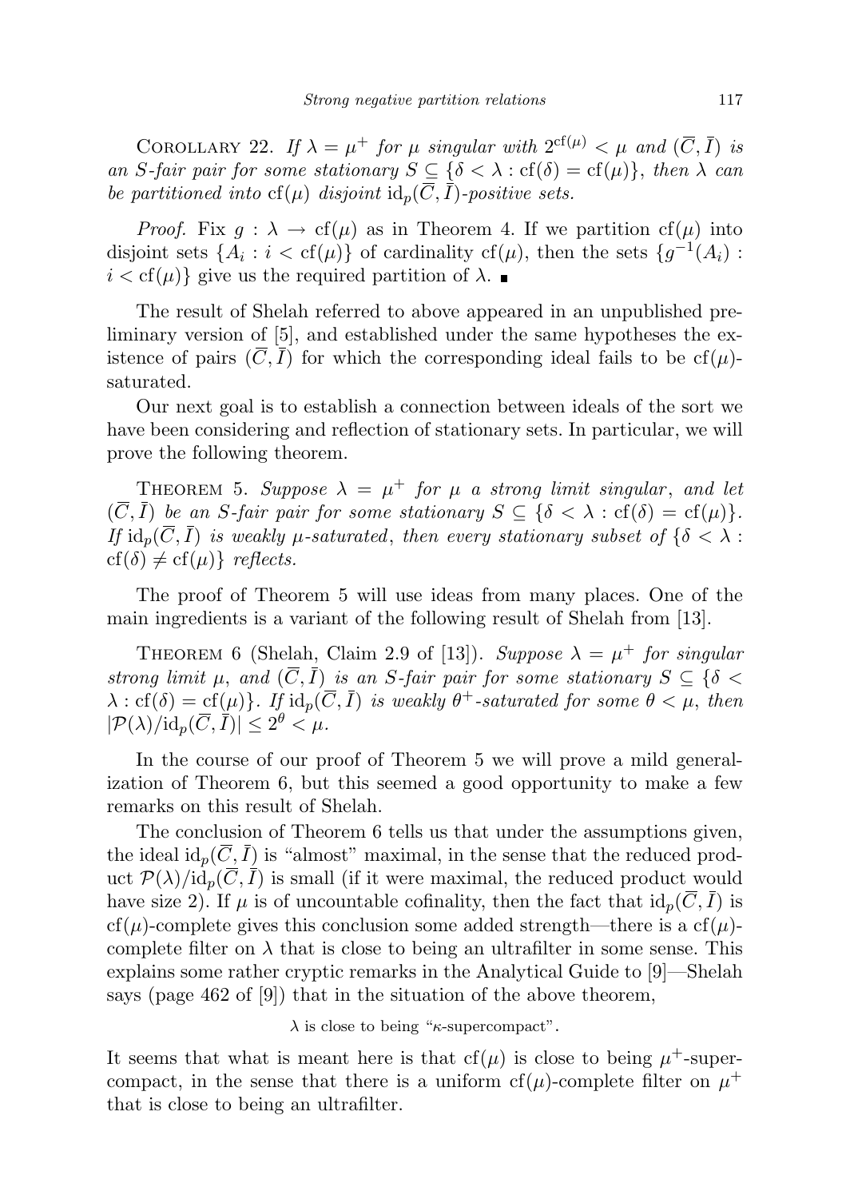Corollary 22. *If $\lambda = \mu^+$ for $\mu$ singular with $2^{\mathrm{cf}(\mu)} < \mu$ and $(\overline{C}, \bar{I})$ is an $S$-fair pair for some stationary $S \subseteq \{\delta < \lambda : \mathrm{cf}(\delta) = \mathrm{cf}(\mu)\}$, then $\lambda$ can be partitioned into $\mathrm{cf}(\mu)$ disjoint $\mathrm{id}_p(\overline{C}, \bar{I})$-positive sets.*

*Proof.* Fix $g : \lambda \to \mathrm{cf}(\mu)$ as in Theorem 4. If we partition $\mathrm{cf}(\mu)$ into disjoint sets $\{A_i : i < \mathrm{cf}(\mu)\}$ of cardinality $\mathrm{cf}(\mu)$, then the sets $\{g^{-1}(A_i) : i < \mathrm{cf}(\mu)\}$ give us the required partition of $\lambda$. ∎

The result of Shelah referred to above appeared in an unpublished preliminary version of [5], and established under the same hypotheses the existence of pairs $(\overline{C}, \bar{I})$ for which the corresponding ideal fails to be $\mathrm{cf}(\mu)$-saturated.

Our next goal is to establish a connection between ideals of the sort we have been considering and reflection of stationary sets. In particular, we will prove the following theorem.

Theorem 5. *Suppose $\lambda = \mu^+$ for $\mu$ a strong limit singular, and let $(\overline{C}, \bar{I})$ be an $S$-fair pair for some stationary $S \subseteq \{\delta < \lambda : \mathrm{cf}(\delta) = \mathrm{cf}(\mu)\}$. If $\mathrm{id}_p(\overline{C}, \bar{I})$ is weakly $\mu$-saturated, then every stationary subset of $\{\delta < \lambda : \mathrm{cf}(\delta) \neq \mathrm{cf}(\mu)\}$ reflects.*

The proof of Theorem 5 will use ideas from many places. One of the main ingredients is a variant of the following result of Shelah from [13].

Theorem 6 (Shelah, Claim 2.9 of [13]). *Suppose $\lambda = \mu^+$ for singular strong limit $\mu$, and $(\overline{C}, \bar{I})$ is an $S$-fair pair for some stationary $S \subseteq \{\delta < \lambda : \mathrm{cf}(\delta) = \mathrm{cf}(\mu)\}$. If $\mathrm{id}_p(\overline{C}, \bar{I})$ is weakly $\theta^+$-saturated for some $\theta < \mu$, then $|\mathcal{P}(\lambda)/\mathrm{id}_p(\overline{C}, \bar{I})| \leq 2^\theta < \mu$.*

In the course of our proof of Theorem 5 we will prove a mild generalization of Theorem 6, but this seemed a good opportunity to make a few remarks on this result of Shelah.

The conclusion of Theorem 6 tells us that under the assumptions given, the ideal $\mathrm{id}_p(\overline{C}, \bar{I})$ is "almost" maximal, in the sense that the reduced product $\mathcal{P}(\lambda)/\mathrm{id}_p(\overline{C}, \bar{I})$ is small (if it were maximal, the reduced product would have size 2). If $\mu$ is of uncountable cofinality, then the fact that $\mathrm{id}_p(\overline{C}, \bar{I})$ is $\mathrm{cf}(\mu)$-complete gives this conclusion some added strength—there is a $\mathrm{cf}(\mu)$-complete filter on $\lambda$ that is close to being an ultrafilter in some sense. This explains some rather cryptic remarks in the Analytical Guide to [9]—Shelah says (page 462 of [9]) that in the situation of the above theorem,

$\lambda$ is close to being "$\kappa$-supercompact".

It seems that what is meant here is that $\mathrm{cf}(\mu)$ is close to being $\mu^+$-supercompact, in the sense that there is a uniform $\mathrm{cf}(\mu)$-complete filter on $\mu^+$ that is close to being an ultrafilter.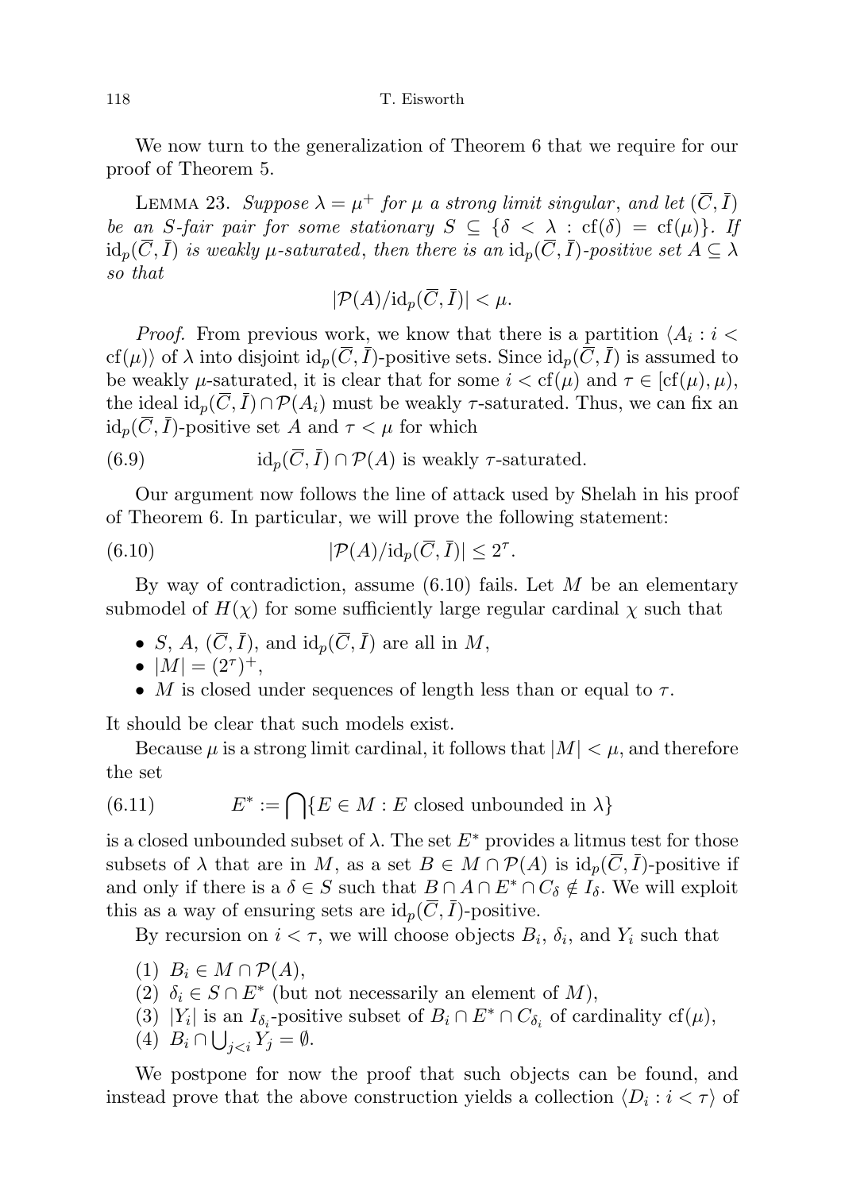We now turn to the generalization of Theorem 6 that we require for our proof of Theorem 5.

Lemma 23. *Suppose $\lambda = \mu^+$ for $\mu$ a strong limit singular, and let $(\overline{C}, \bar{I})$ be an $S$-fair pair for some stationary $S \subseteq \{\delta < \lambda : \mathrm{cf}(\delta) = \mathrm{cf}(\mu)\}$. If $\mathrm{id}_p(\overline{C}, \bar{I})$ is weakly $\mu$-saturated, then there is an $\mathrm{id}_p(\overline{C}, \bar{I})$-positive set $A \subseteq \lambda$ so that*

$$|\mathcal{P}(A)/\mathrm{id}_p(\overline{C}, \bar{I})| < \mu.$$

*Proof.* From previous work, we know that there is a partition $\langle A_i : i < \mathrm{cf}(\mu)\rangle$ of $\lambda$ into disjoint $\mathrm{id}_p(\overline{C}, \bar{I})$-positive sets. Since $\mathrm{id}_p(\overline{C}, \bar{I})$ is assumed to be weakly $\mu$-saturated, it is clear that for some $i < \mathrm{cf}(\mu)$ and $\tau \in [\mathrm{cf}(\mu), \mu)$, the ideal $\mathrm{id}_p(\overline{C}, \bar{I}) \cap \mathcal{P}(A_i)$ must be weakly $\tau$-saturated. Thus, we can fix an $\mathrm{id}_p(\overline{C}, \bar{I})$-positive set $A$ and $\tau < \mu$ for which

$$\mathrm{id}_p(\overline{C}, \bar{I}) \cap \mathcal{P}(A) \text{ is weakly } \tau\text{-saturated.} \tag{6.9}$$

Our argument now follows the line of attack used by Shelah in his proof of Theorem 6. In particular, we will prove the following statement:

$$|\mathcal{P}(A)/\mathrm{id}_p(\overline{C}, \bar{I})| \leq 2^\tau. \tag{6.10}$$

By way of contradiction, assume (6.10) fails. Let $M$ be an elementary submodel of $H(\chi)$ for some sufficiently large regular cardinal $\chi$ such that

- $S$, $A$, $(\overline{C}, \bar{I})$, and $\mathrm{id}_p(\overline{C}, \bar{I})$ are all in $M$,
- $|M| = (2^\tau)^+$,
- $M$ is closed under sequences of length less than or equal to $\tau$.

It should be clear that such models exist.

Because $\mu$ is a strong limit cardinal, it follows that $|M| < \mu$, and therefore the set

$$E^* := \bigcap\{E \in M : E \text{ closed unbounded in } \lambda\} \tag{6.11}$$

is a closed unbounded subset of $\lambda$. The set $E^*$ provides a litmus test for those subsets of $\lambda$ that are in $M$, as a set $B \in M \cap \mathcal{P}(A)$ is $\mathrm{id}_p(\overline{C}, \bar{I})$-positive if and only if there is a $\delta \in S$ such that $B \cap A \cap E^* \cap C_\delta \notin I_\delta$. We will exploit this as a way of ensuring sets are $\mathrm{id}_p(\overline{C}, \bar{I})$-positive.

By recursion on $i < \tau$, we will choose objects $B_i$, $\delta_i$, and $Y_i$ such that

(1) $B_i \in M \cap \mathcal{P}(A)$,
(2) $\delta_i \in S \cap E^*$ (but not necessarily an element of $M$),
(3) $|Y_i|$ is an $I_{\delta_i}$-positive subset of $B_i \cap E^* \cap C_{\delta_i}$ of cardinality $\mathrm{cf}(\mu)$,
(4) $B_i \cap \bigcup_{j<i} Y_j = \emptyset$.

We postpone for now the proof that such objects can be found, and instead prove that the above construction yields a collection $\langle D_i : i < \tau\rangle$ of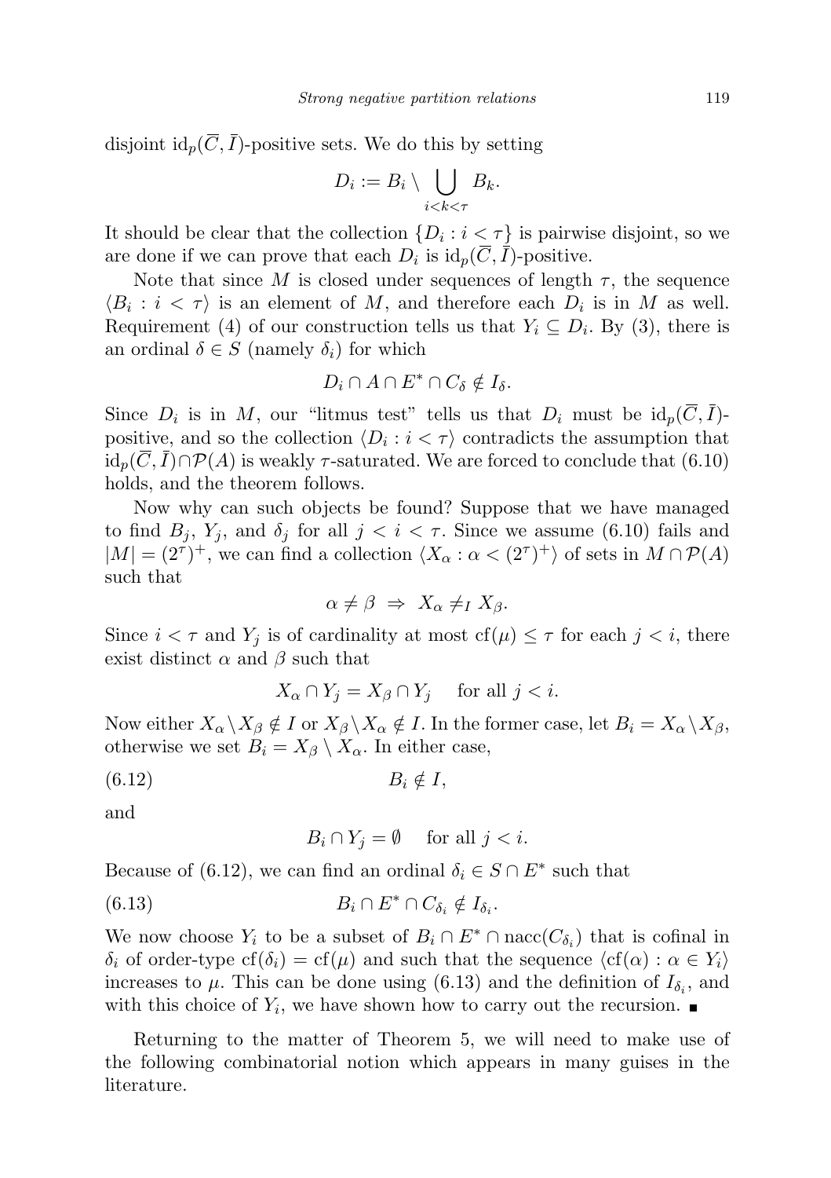disjoint $\mathrm{id}_p(\overline{C}, \overline{I})$-positive sets. We do this by setting

$$D_i := B_i \setminus \bigcup_{i<k<\tau} B_k.$$

It should be clear that the collection $\{D_i : i < \tau\}$ is pairwise disjoint, so we are done if we can prove that each $D_i$ is $\mathrm{id}_p(\overline{C}, \overline{I})$-positive.

Note that since $M$ is closed under sequences of length $\tau$, the sequence $\langle B_i : i < \tau\rangle$ is an element of $M$, and therefore each $D_i$ is in $M$ as well. Requirement (4) of our construction tells us that $Y_i \subseteq D_i$. By (3), there is an ordinal $\delta \in S$ (namely $\delta_i$) for which

$$D_i \cap A \cap E^* \cap C_\delta \notin I_\delta.$$

Since $D_i$ is in $M$, our "litmus test" tells us that $D_i$ must be $\mathrm{id}_p(\overline{C}, \overline{I})$-positive, and so the collection $\langle D_i : i < \tau\rangle$ contradicts the assumption that $\mathrm{id}_p(\overline{C}, \overline{I}) \cap \mathcal{P}(A)$ is weakly $\tau$-saturated. We are forced to conclude that (6.10) holds, and the theorem follows.

Now why can such objects be found? Suppose that we have managed to find $B_j$, $Y_j$, and $\delta_j$ for all $j < i < \tau$. Since we assume (6.10) fails and $|M| = (2^\tau)^+$, we can find a collection $\langle X_\alpha : \alpha < (2^\tau)^+\rangle$ of sets in $M \cap \mathcal{P}(A)$ such that

$$\alpha \neq \beta \;\Rightarrow\; X_\alpha \neq_I X_\beta.$$

Since $i < \tau$ and $Y_j$ is of cardinality at most $\mathrm{cf}(\mu) \leq \tau$ for each $j < i$, there exist distinct $\alpha$ and $\beta$ such that

$$X_\alpha \cap Y_j = X_\beta \cap Y_j \quad \text{ for all } j < i.$$

Now either $X_\alpha \setminus X_\beta \notin I$ or $X_\beta \setminus X_\alpha \notin I$. In the former case, let $B_i = X_\alpha \setminus X_\beta$, otherwise we set $B_i = X_\beta \setminus X_\alpha$. In either case,

$$B_i \notin I, \tag{6.12}$$

and

$$B_i \cap Y_j = \emptyset \quad \text{ for all } j < i.$$

Because of (6.12), we can find an ordinal $\delta_i \in S \cap E^*$ such that

$$B_i \cap E^* \cap C_{\delta_i} \notin I_{\delta_i}. \tag{6.13}$$

We now choose $Y_i$ to be a subset of $B_i \cap E^* \cap \mathrm{nacc}(C_{\delta_i})$ that is cofinal in $\delta_i$ of order-type $\mathrm{cf}(\delta_i) = \mathrm{cf}(\mu)$ and such that the sequence $\langle \mathrm{cf}(\alpha) : \alpha \in Y_i\rangle$ increases to $\mu$. This can be done using (6.13) and the definition of $I_{\delta_i}$, and with this choice of $Y_i$, we have shown how to carry out the recursion. ∎

Returning to the matter of Theorem 5, we will need to make use of the following combinatorial notion which appears in many guises in the literature.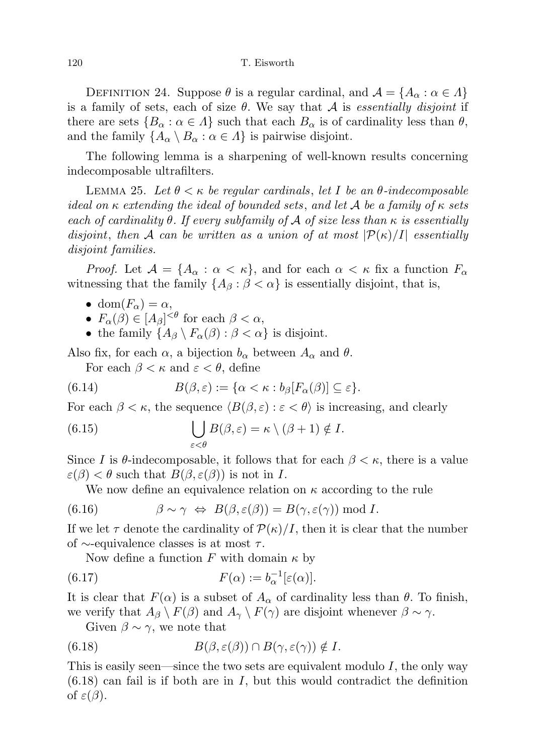Definition 24. Suppose $\theta$ is a regular cardinal, and $\mathcal{A} = \{A_\alpha : \alpha \in \Lambda\}$ is a family of sets, each of size $\theta$. We say that $\mathcal{A}$ is *essentially disjoint* if there are sets $\{B_\alpha : \alpha \in \Lambda\}$ such that each $B_\alpha$ is of cardinality less than $\theta$, and the family $\{A_\alpha \setminus B_\alpha : \alpha \in \Lambda\}$ is pairwise disjoint.

The following lemma is a sharpening of well-known results concerning indecomposable ultrafilters.

Lemma 25. *Let $\theta < \kappa$ be regular cardinals, let $I$ be an $\theta$-indecomposable ideal on $\kappa$ extending the ideal of bounded sets, and let $\mathcal{A}$ be a family of $\kappa$ sets each of cardinality $\theta$. If every subfamily of $\mathcal{A}$ of size less than $\kappa$ is essentially disjoint, then $\mathcal{A}$ can be written as a union of at most $|\mathcal{P}(\kappa)/I|$ essentially disjoint families.*

*Proof.* Let $\mathcal{A} = \{A_\alpha : \alpha < \kappa\}$, and for each $\alpha < \kappa$ fix a function $F_\alpha$ witnessing that the family $\{A_\beta : \beta < \alpha\}$ is essentially disjoint, that is,

- $\mathrm{dom}(F_\alpha) = \alpha$,
- $F_\alpha(\beta) \in [A_\beta]^{<\theta}$ for each $\beta < \alpha$,
- the family $\{A_\beta \setminus F_\alpha(\beta) : \beta < \alpha\}$ is disjoint.

Also fix, for each $\alpha$, a bijection $b_\alpha$ between $A_\alpha$ and $\theta$.

For each $\beta < \kappa$ and $\varepsilon < \theta$, define

$$B(\beta, \varepsilon) := \{\alpha < \kappa : b_\beta[F_\alpha(\beta)] \subseteq \varepsilon\}. \tag{6.14}$$

For each $\beta < \kappa$, the sequence $\langle B(\beta, \varepsilon) : \varepsilon < \theta\rangle$ is increasing, and clearly

$$\bigcup_{\varepsilon < \theta} B(\beta, \varepsilon) = \kappa \setminus (\beta + 1) \notin I. \tag{6.15}$$

Since $I$ is $\theta$-indecomposable, it follows that for each $\beta < \kappa$, there is a value $\varepsilon(\beta) < \theta$ such that $B(\beta, \varepsilon(\beta))$ is not in $I$.

We now define an equivalence relation on $\kappa$ according to the rule

$$\beta \sim \gamma \;\Leftrightarrow\; B(\beta, \varepsilon(\beta)) = B(\gamma, \varepsilon(\gamma)) \bmod I. \tag{6.16}$$

If we let $\tau$ denote the cardinality of $\mathcal{P}(\kappa)/I$, then it is clear that the number of $\sim$-equivalence classes is at most $\tau$.

Now define a function $F$ with domain $\kappa$ by

$$F(\alpha) := b_\alpha^{-1}[\varepsilon(\alpha)]. \tag{6.17}$$

It is clear that $F(\alpha)$ is a subset of $A_\alpha$ of cardinality less than $\theta$. To finish, we verify that $A_\beta \setminus F(\beta)$ and $A_\gamma \setminus F(\gamma)$ are disjoint whenever $\beta \sim \gamma$.

Given $\beta \sim \gamma$, we note that

$$B(\beta, \varepsilon(\beta)) \cap B(\gamma, \varepsilon(\gamma)) \notin I. \tag{6.18}$$

This is easily seen—since the two sets are equivalent modulo $I$, the only way (6.18) can fail is if both are in $I$, but this would contradict the definition of $\varepsilon(\beta)$.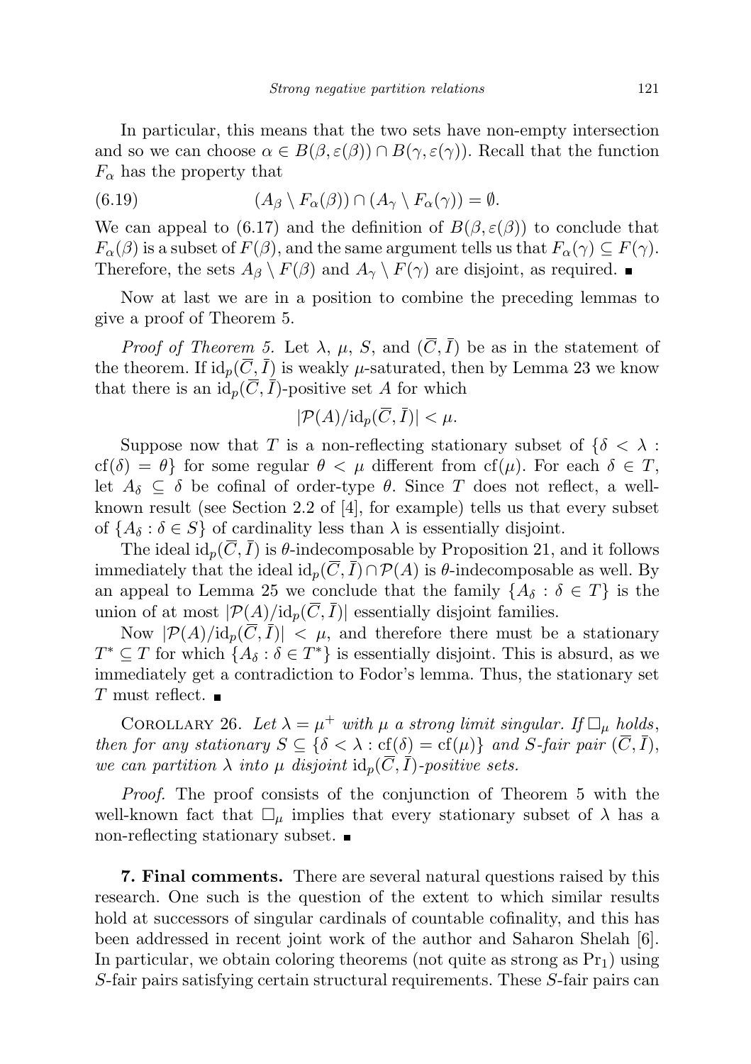In particular, this means that the two sets have non-empty intersection and so we can choose $\alpha \in B(\beta, \varepsilon(\beta)) \cap B(\gamma, \varepsilon(\gamma))$. Recall that the function $F_\alpha$ has the property that

$$(A_\beta \setminus F_\alpha(\beta)) \cap (A_\gamma \setminus F_\alpha(\gamma)) = \emptyset. \tag{6.19}$$

We can appeal to (6.17) and the definition of $B(\beta, \varepsilon(\beta))$ to conclude that $F_\alpha(\beta)$ is a subset of $F(\beta)$, and the same argument tells us that $F_\alpha(\gamma) \subseteq F(\gamma)$. Therefore, the sets $A_\beta \setminus F(\beta)$ and $A_\gamma \setminus F(\gamma)$ are disjoint, as required. ■

Now at last we are in a position to combine the preceding lemmas to give a proof of Theorem 5.

*Proof of Theorem 5.* Let $\lambda$, $\mu$, $S$, and $(\overline{C}, \bar{I})$ be as in the statement of the theorem. If $\mathrm{id}_p(\overline{C}, \bar{I})$ is weakly $\mu$-saturated, then by Lemma 23 we know that there is an $\mathrm{id}_p(\overline{C}, \bar{I})$-positive set $A$ for which

$$|\mathcal{P}(A)/\mathrm{id}_p(\overline{C}, \bar{I})| < \mu.$$

Suppose now that $T$ is a non-reflecting stationary subset of $\{\delta < \lambda : \mathrm{cf}(\delta) = \theta\}$ for some regular $\theta < \mu$ different from $\mathrm{cf}(\mu)$. For each $\delta \in T$, let $A_\delta \subseteq \delta$ be cofinal of order-type $\theta$. Since $T$ does not reflect, a well-known result (see Section 2.2 of [4], for example) tells us that every subset of $\{A_\delta : \delta \in S\}$ of cardinality less than $\lambda$ is essentially disjoint.

The ideal $\mathrm{id}_p(\overline{C}, \bar{I})$ is $\theta$-indecomposable by Proposition 21, and it follows immediately that the ideal $\mathrm{id}_p(\overline{C}, \bar{I}) \cap \mathcal{P}(A)$ is $\theta$-indecomposable as well. By an appeal to Lemma 25 we conclude that the family $\{A_\delta : \delta \in T\}$ is the union of at most $|\mathcal{P}(A)/\mathrm{id}_p(\overline{C}, \bar{I})|$ essentially disjoint families.

Now $|\mathcal{P}(A)/\mathrm{id}_p(\overline{C}, \bar{I})| < \mu$, and therefore there must be a stationary $T^* \subseteq T$ for which $\{A_\delta : \delta \in T^*\}$ is essentially disjoint. This is absurd, as we immediately get a contradiction to Fodor's lemma. Thus, the stationary set $T$ must reflect. ■

COROLLARY 26. *Let $\lambda = \mu^+$ with $\mu$ a strong limit singular. If $\square_\mu$ holds, then for any stationary $S \subseteq \{\delta < \lambda : \mathrm{cf}(\delta) = \mathrm{cf}(\mu)\}$ and $S$-fair pair $(\overline{C}, \bar{I})$, we can partition $\lambda$ into $\mu$ disjoint $\mathrm{id}_p(\overline{C}, \bar{I})$-positive sets.*

*Proof.* The proof consists of the conjunction of Theorem 5 with the well-known fact that $\square_\mu$ implies that every stationary subset of $\lambda$ has a non-reflecting stationary subset. ■

**7. Final comments.** There are several natural questions raised by this research. One such is the question of the extent to which similar results hold at successors of singular cardinals of countable cofinality, and this has been addressed in recent joint work of the author and Saharon Shelah [6]. In particular, we obtain coloring theorems (not quite as strong as $\mathrm{Pr}_1$) using $S$-fair pairs satisfying certain structural requirements. These $S$-fair pairs can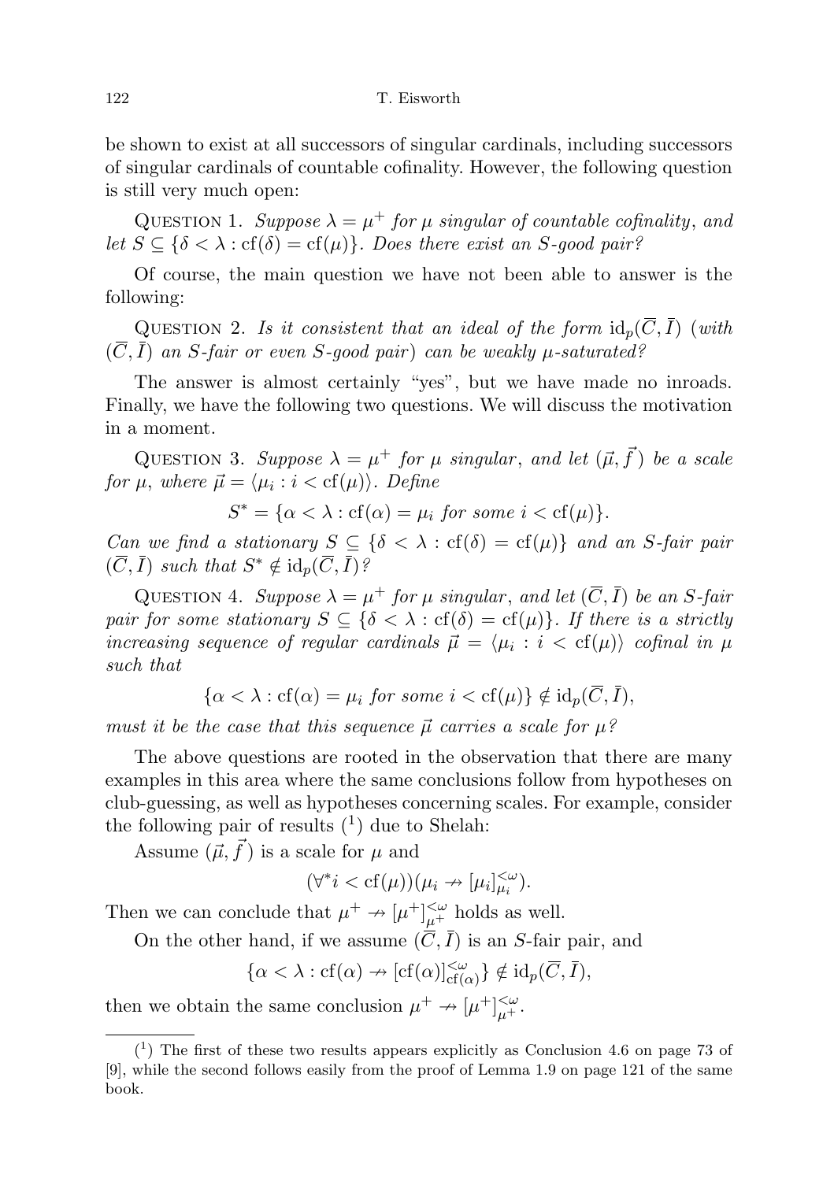be shown to exist at all successors of singular cardinals, including successors of singular cardinals of countable cofinality. However, the following question is still very much open:

Question 1. *Suppose $\lambda = \mu^+$ for $\mu$ singular of countable cofinality, and let $S \subseteq \{\delta < \lambda : \mathrm{cf}(\delta) = \mathrm{cf}(\mu)\}$. Does there exist an $S$-good pair?*

Of course, the main question we have not been able to answer is the following:

Question 2. *Is it consistent that an ideal of the form $\mathrm{id}_p(\overline{C}, \bar{I})$ (with $(\overline{C}, \bar{I})$ an $S$-fair or even $S$-good pair) can be weakly $\mu$-saturated?*

The answer is almost certainly "yes", but we have made no inroads. Finally, we have the following two questions. We will discuss the motivation in a moment.

Question 3. *Suppose $\lambda = \mu^+$ for $\mu$ singular, and let $(\vec{\mu}, \vec{f})$ be a scale for $\mu$, where $\vec{\mu} = \langle \mu_i : i < \mathrm{cf}(\mu)\rangle$. Define*

$$S^* = \{\alpha < \lambda : \mathrm{cf}(\alpha) = \mu_i \text{ for some } i < \mathrm{cf}(\mu)\}.$$

*Can we find a stationary $S \subseteq \{\delta < \lambda : \mathrm{cf}(\delta) = \mathrm{cf}(\mu)\}$ and an $S$-fair pair $(\overline{C}, \bar{I})$ such that $S^* \notin \mathrm{id}_p(\overline{C}, \bar{I})$?*

Question 4. *Suppose $\lambda = \mu^+$ for $\mu$ singular, and let $(\overline{C}, \bar{I})$ be an $S$-fair pair for some stationary $S \subseteq \{\delta < \lambda : \mathrm{cf}(\delta) = \mathrm{cf}(\mu)\}$. If there is a strictly increasing sequence of regular cardinals $\vec{\mu} = \langle \mu_i : i < \mathrm{cf}(\mu)\rangle$ cofinal in $\mu$ such that*

$$\{\alpha < \lambda : \mathrm{cf}(\alpha) = \mu_i \text{ for some } i < \mathrm{cf}(\mu)\} \notin \mathrm{id}_p(\overline{C}, \bar{I}),$$

*must it be the case that this sequence $\vec{\mu}$ carries a scale for $\mu$?*

The above questions are rooted in the observation that there are many examples in this area where the same conclusions follow from hypotheses on club-guessing, as well as hypotheses concerning scales. For example, consider the following pair of results [1] due to Shelah:

Assume $(\vec{\mu}, \vec{f})$ is a scale for $\mu$ and

$$(\forall^* i < \mathrm{cf}(\mu))(\mu_i \nrightarrow [\mu_i]^{<\omega}_{\mu_i}).$$

Then we can conclude that $\mu^+ \nrightarrow [\mu^+]^{<\omega}_{\mu^+}$ holds as well.

On the other hand, if we assume $(\overline{C}, \bar{I})$ is an $S$-fair pair, and

$$\{\alpha < \lambda : \mathrm{cf}(\alpha) \nrightarrow [\mathrm{cf}(\alpha)]^{<\omega}_{\mathrm{cf}(\alpha)}\} \notin \mathrm{id}_p(\overline{C}, \bar{I}),$$

then we obtain the same conclusion $\mu^+ \nrightarrow [\mu^+]^{<\omega}_{\mu^+}$.

---

[1] The first of these two results appears explicitly as Conclusion 4.6 on page 73 of [9], while the second follows easily from the proof of Lemma 1.9 on page 121 of the same book.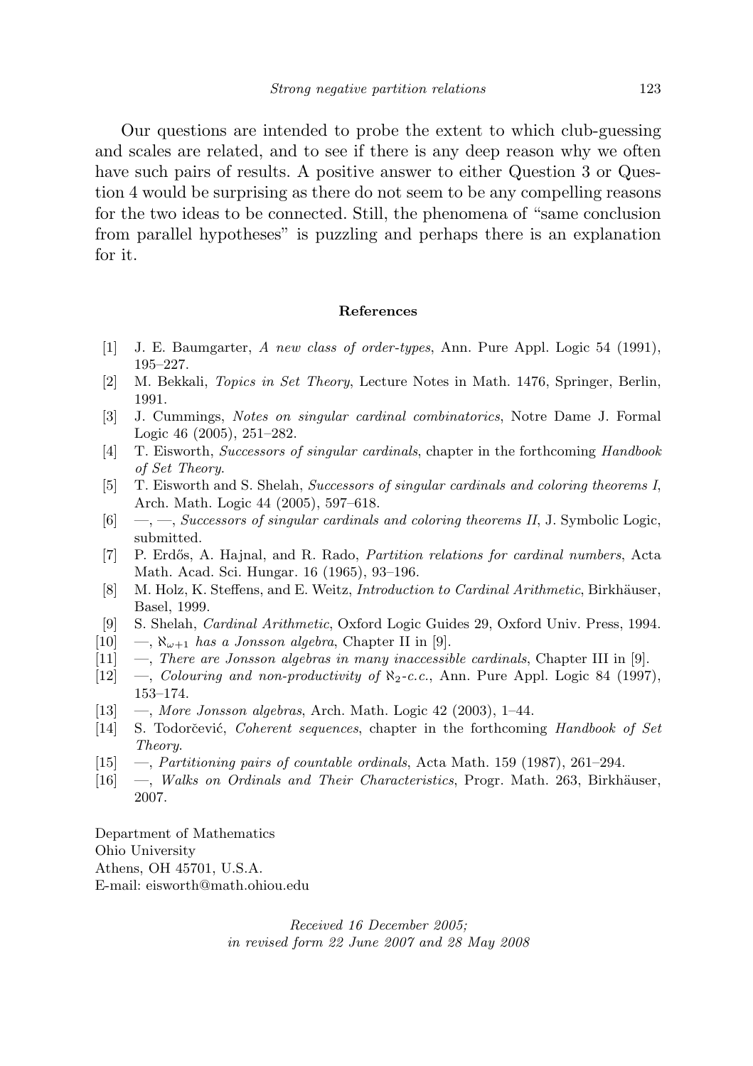Our questions are intended to probe the extent to which club-guessing and scales are related, and to see if there is any deep reason why we often have such pairs of results. A positive answer to either Question 3 or Question 4 would be surprising as there do not seem to be any compelling reasons for the two ideas to be connected. Still, the phenomena of "same conclusion from parallel hypotheses" is puzzling and perhaps there is an explanation for it.

## References

[1] J. E. Baumgarter, *A new class of order-types*, Ann. Pure Appl. Logic 54 (1991), 195–227.

[2] M. Bekkali, *Topics in Set Theory*, Lecture Notes in Math. 1476, Springer, Berlin, 1991.

[3] J. Cummings, *Notes on singular cardinal combinatorics*, Notre Dame J. Formal Logic 46 (2005), 251–282.

[4] T. Eisworth, *Successors of singular cardinals*, chapter in the forthcoming *Handbook of Set Theory*.

[5] T. Eisworth and S. Shelah, *Successors of singular cardinals and coloring theorems I*, Arch. Math. Logic 44 (2005), 597–618.

[6] —, —, *Successors of singular cardinals and coloring theorems II*, J. Symbolic Logic, submitted.

[7] P. Erdős, A. Hajnal, and R. Rado, *Partition relations for cardinal numbers*, Acta Math. Acad. Sci. Hungar. 16 (1965), 93–196.

[8] M. Holz, K. Steffens, and E. Weitz, *Introduction to Cardinal Arithmetic*, Birkhäuser, Basel, 1999.

[9] S. Shelah, *Cardinal Arithmetic*, Oxford Logic Guides 29, Oxford Univ. Press, 1994.

[10] —, *$\aleph_{\omega+1}$ has a Jonsson algebra*, Chapter II in [9].

[11] —, *There are Jonsson algebras in many inaccessible cardinals*, Chapter III in [9].

[12] —, *Colouring and non-productivity of $\aleph_2$-c.c.*, Ann. Pure Appl. Logic 84 (1997), 153–174.

[13] —, *More Jonsson algebras*, Arch. Math. Logic 42 (2003), 1–44.

[14] S. Todorčević, *Coherent sequences*, chapter in the forthcoming *Handbook of Set Theory*.

[15] —, *Partitioning pairs of countable ordinals*, Acta Math. 159 (1987), 261–294.

[16] —, *Walks on Ordinals and Their Characteristics*, Progr. Math. 263, Birkhäuser, 2007.

Department of Mathematics
Ohio University
Athens, OH 45701, U.S.A.
E-mail: eisworth@math.ohiou.edu

*Received 16 December 2005;*
*in revised form 22 June 2007 and 28 May 2008*